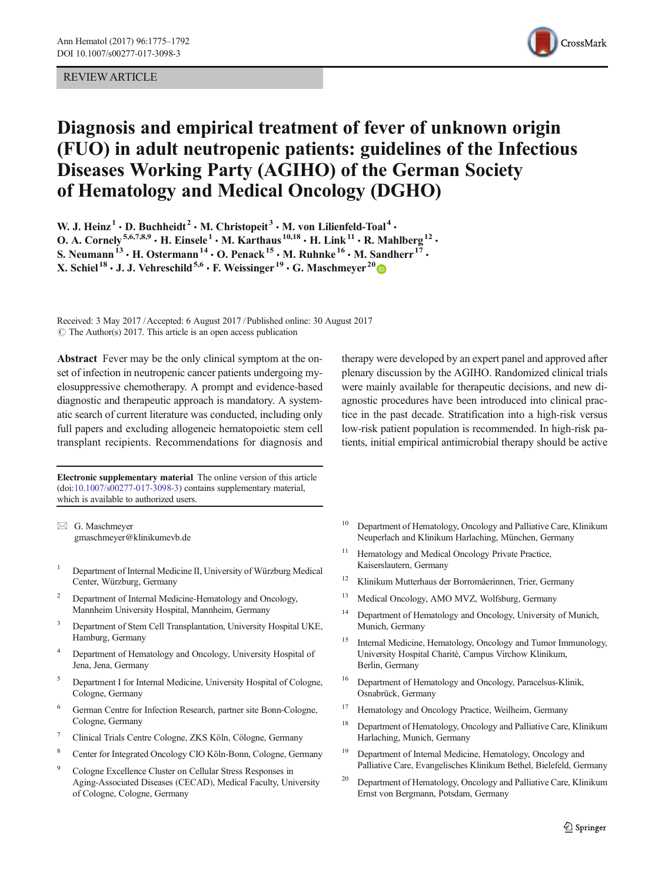REVIEW ARTICLE

# Diagnosis and empirical treatment of fever of unknown origin (FUO) in adult neutropenic patients: guidelines of the Infectious Diseases Working Party (AGIHO) of the German Society of Hematology and Medical Oncology (DGHO)

W. J. Heinz[1] · D. Buchheidt[2] · M. Christopeit[3] · M. von Lilienfeld-Toal[4] · O. A. Cornely[5,6,7,8,9] · H. Einsele[1] · M. Karthaus[10,18] · H. Link[11] · R. Mahlberg[12] · S. Neumann[13] · H. Ostermann[14] · O. Penack[15] · M. Ruhnke[16] · M. Sandherr[17] · X. Schiel[18] · J. J. Vehreschild[5,6] · F. Weissinger[19] · G. Maschmeyer[20]

Received: 3 May 2017 / Accepted: 6 August 2017 / Published online: 30 August 2017
© The Author(s) 2017. This article is an open access publication

**Abstract** Fever may be the only clinical symptom at the onset of infection in neutropenic cancer patients undergoing myelosuppressive chemotherapy. A prompt and evidence-based diagnostic and therapeutic approach is mandatory. A systematic search of current literature was conducted, including only full papers and excluding allogeneic hematopoietic stem cell transplant recipients. Recommendations for diagnosis and therapy were developed by an expert panel and approved after plenary discussion by the AGIHO. Randomized clinical trials were mainly available for therapeutic decisions, and new diagnostic procedures have been introduced into clinical practice in the past decade. Stratification into a high-risk versus low-risk patient population is recommended. In high-risk patients, initial empirical antimicrobial therapy should be active

**Electronic supplementary material** The online version of this article (doi:10.1007/s00277-017-3098-3) contains supplementary material, which is available to authorized users.

✉ G. Maschmeyer
gmaschmeyer@klinikumevb.de

1. Department of Internal Medicine II, University of Würzburg Medical Center, Würzburg, Germany
2. Department of Internal Medicine-Hematology and Oncology, Mannheim University Hospital, Mannheim, Germany
3. Department of Stem Cell Transplantation, University Hospital UKE, Hamburg, Germany
4. Department of Hematology and Oncology, University Hospital of Jena, Jena, Germany
5. Department I for Internal Medicine, University Hospital of Cologne, Cologne, Germany
6. German Centre for Infection Research, partner site Bonn-Cologne, Cologne, Germany
7. Clinical Trials Centre Cologne, ZKS Köln, Cölogne, Germany
8. Center for Integrated Oncology CIO Köln-Bonn, Cologne, Germany
9. Cologne Excellence Cluster on Cellular Stress Responses in Aging-Associated Diseases (CECAD), Medical Faculty, University of Cologne, Cologne, Germany
10. Department of Hematology, Oncology and Palliative Care, Klinikum Neuperlach and Klinikum Harlaching, München, Germany
11. Hematology and Medical Oncology Private Practice, Kaiserslautern, Germany
12. Klinikum Mutterhaus der Borromäerinnen, Trier, Germany
13. Medical Oncology, AMO MVZ, Wolfsburg, Germany
14. Department of Hematology and Oncology, University of Munich, Munich, Germany
15. Internal Medicine, Hematology, Oncology and Tumor Immunology, University Hospital Charité, Campus Virchow Klinikum, Berlin, Germany
16. Department of Hematology and Oncology, Paracelsus-Klinik, Osnabrück, Germany
17. Hematology and Oncology Practice, Weilheim, Germany
18. Department of Hematology, Oncology and Palliative Care, Klinikum Harlaching, Munich, Germany
19. Department of Internal Medicine, Hematology, Oncology and Palliative Care, Evangelisches Klinikum Bethel, Bielefeld, Germany
20. Department of Hematology, Oncology and Palliative Care, Klinikum Ernst von Bergmann, Potsdam, Germany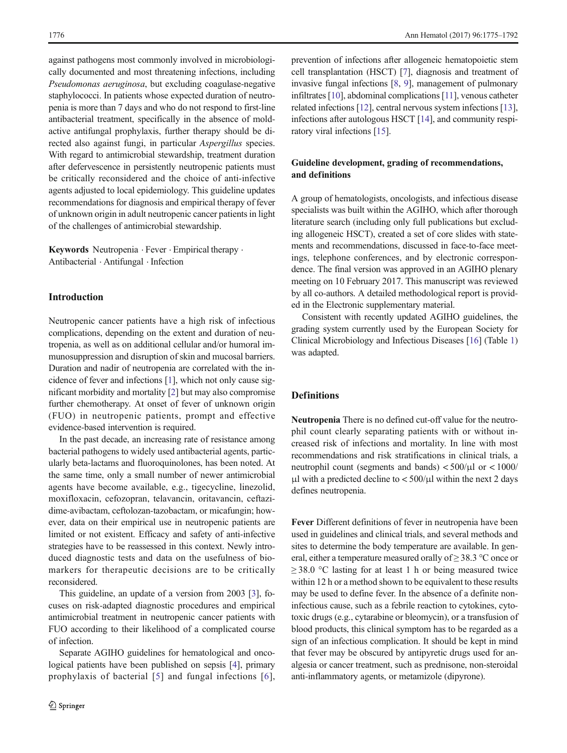against pathogens most commonly involved in microbiologically documented and most threatening infections, including *Pseudomonas aeruginosa*, but excluding coagulase-negative staphylococci. In patients whose expected duration of neutropenia is more than 7 days and who do not respond to first-line antibacterial treatment, specifically in the absence of mold-active antifungal prophylaxis, further therapy should be directed also against fungi, in particular *Aspergillus* species. With regard to antimicrobial stewardship, treatment duration after defervescence in persistently neutropenic patients must be critically reconsidered and the choice of anti-infective agents adjusted to local epidemiology. This guideline updates recommendations for diagnosis and empirical therapy of fever of unknown origin in adult neutropenic cancer patients in light of the challenges of antimicrobial stewardship.

**Keywords** Neutropenia · Fever · Empirical therapy · Antibacterial · Antifungal · Infection

## Introduction

Neutropenic cancer patients have a high risk of infectious complications, depending on the extent and duration of neutropenia, as well as on additional cellular and/or humoral immunosuppression and disruption of skin and mucosal barriers. Duration and nadir of neutropenia are correlated with the incidence of fever and infections [1], which not only cause significant morbidity and mortality [2] but may also compromise further chemotherapy. At onset of fever of unknown origin (FUO) in neutropenic patients, prompt and effective evidence-based intervention is required.

In the past decade, an increasing rate of resistance among bacterial pathogens to widely used antibacterial agents, particularly beta-lactams and fluoroquinolones, has been noted. At the same time, only a small number of newer antimicrobial agents have become available, e.g., tigecycline, linezolid, moxifloxacin, cefozopran, telavancin, oritavancin, ceftazidime-avibactam, ceftolozan-tazobactam, or micafungin; however, data on their empirical use in neutropenic patients are limited or not existent. Efficacy and safety of anti-infective strategies have to be reassessed in this context. Newly introduced diagnostic tests and data on the usefulness of biomarkers for therapeutic decisions are to be critically reconsidered.

This guideline, an update of a version from 2003 [3], focuses on risk-adapted diagnostic procedures and empirical antimicrobial treatment in neutropenic cancer patients with FUO according to their likelihood of a complicated course of infection.

Separate AGIHO guidelines for hematological and oncological patients have been published on sepsis [4], primary prophylaxis of bacterial [5] and fungal infections [6], prevention of infections after allogeneic hematopoietic stem cell transplantation (HSCT) [7], diagnosis and treatment of invasive fungal infections [8, 9], management of pulmonary infiltrates [10], abdominal complications [11], venous catheter related infections [12], central nervous system infections [13], infections after autologous HSCT [14], and community respiratory viral infections [15].

### Guideline development, grading of recommendations, and definitions

A group of hematologists, oncologists, and infectious disease specialists was built within the AGIHO, which after thorough literature search (including only full publications but excluding allogeneic HSCT), created a set of core slides with statements and recommendations, discussed in face-to-face meetings, telephone conferences, and by electronic correspondence. The final version was approved in an AGIHO plenary meeting on 10 February 2017. This manuscript was reviewed by all co-authors. A detailed methodological report is provided in the Electronic supplementary material.

Consistent with recently updated AGIHO guidelines, the grading system currently used by the European Society for Clinical Microbiology and Infectious Diseases [16] (Table 1) was adapted.

## Definitions

**Neutropenia** There is no defined cut-off value for the neutrophil count clearly separating patients with or without increased risk of infections and mortality. In line with most recommendations and risk stratifications in clinical trials, a neutrophil count (segments and bands) $< 500/\mu l$ or $< 1000/\mu l$ with a predicted decline to $< 500/\mu l$ within the next 2 days defines neutropenia.

**Fever** Different definitions of fever in neutropenia have been used in guidelines and clinical trials, and several methods and sites to determine the body temperature are available. In general, either a temperature measured orally of $\geq 38.3$ °C once or $\geq 38.0$ °C lasting for at least 1 h or being measured twice within 12 h or a method shown to be equivalent to these results may be used to define fever. In the absence of a definite non-infectious cause, such as a febrile reaction to cytokines, cytotoxic drugs (e.g., cytarabine or bleomycin), or a transfusion of blood products, this clinical symptom has to be regarded as a sign of an infectious complication. It should be kept in mind that fever may be obscured by antipyretic drugs used for analgesia or cancer treatment, such as prednisone, non-steroidal anti-inflammatory agents, or metamizole (dipyrone).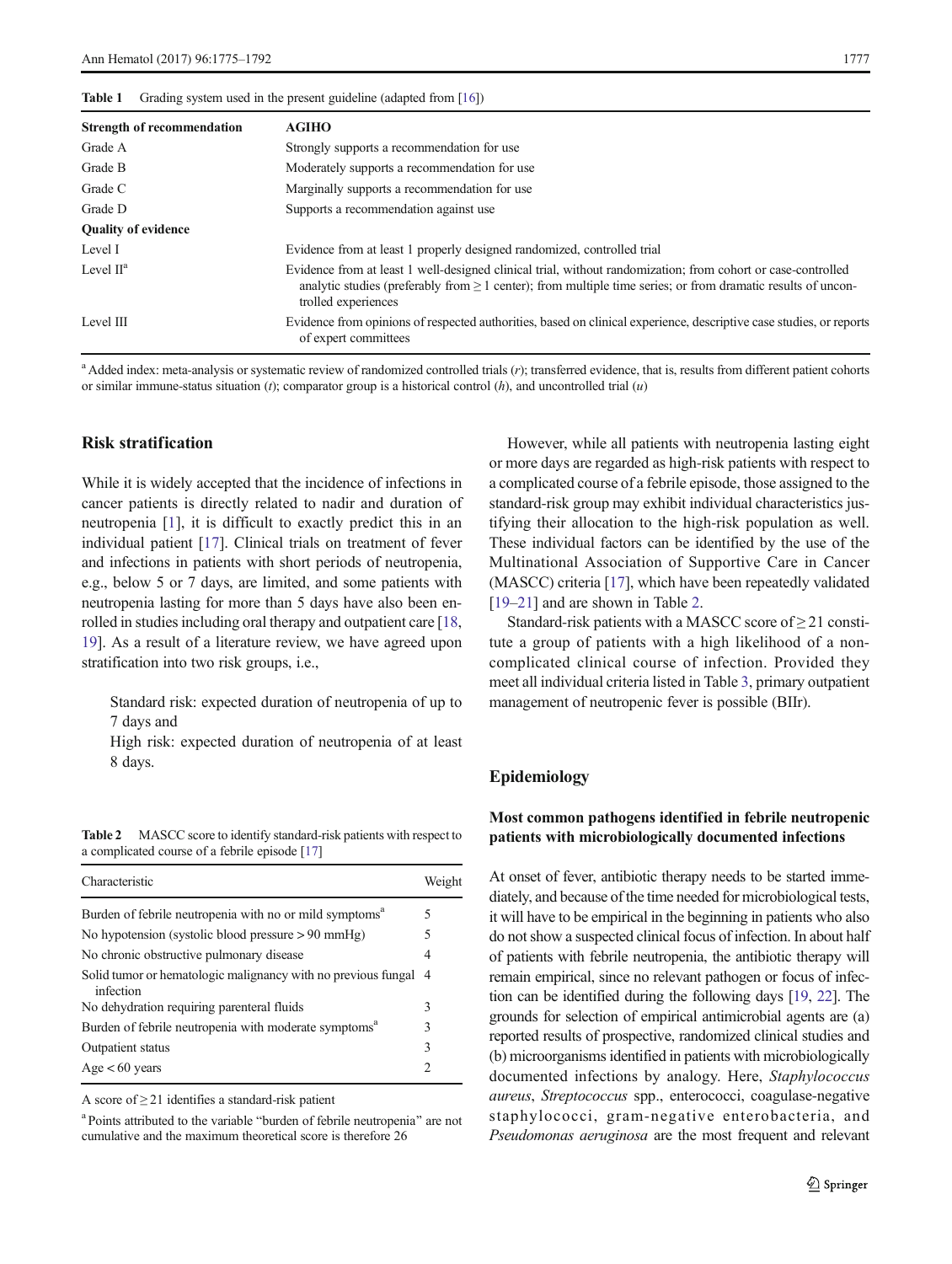**Table 1** Grading system used in the present guideline (adapted from [16])

| Strength of recommendation | AGIHO |
|---|---|
| Grade A | Strongly supports a recommendation for use |
| Grade B | Moderately supports a recommendation for use |
| Grade C | Marginally supports a recommendation for use |
| Grade D | Supports a recommendation against use |
| **Quality of evidence** | |
| Level I | Evidence from at least 1 properly designed randomized, controlled trial |
| Level II[a] | Evidence from at least 1 well-designed clinical trial, without randomization; from cohort or case-controlled analytic studies (preferably from ≥ 1 center); from multiple time series; or from dramatic results of uncontrolled experiences |
| Level III | Evidence from opinions of respected authorities, based on clinical experience, descriptive case studies, or reports of expert committees |

[a] Added index: meta-analysis or systematic review of randomized controlled trials (*r*); transferred evidence, that is, results from different patient cohorts or similar immune-status situation (*t*); comparator group is a historical control (*h*), and uncontrolled trial (*u*)

## Risk stratification

While it is widely accepted that the incidence of infections in cancer patients is directly related to nadir and duration of neutropenia [1], it is difficult to exactly predict this in an individual patient [17]. Clinical trials on treatment of fever and infections in patients with short periods of neutropenia, e.g., below 5 or 7 days, are limited, and some patients with neutropenia lasting for more than 5 days have also been enrolled in studies including oral therapy and outpatient care [18, 19]. As a result of a literature review, we have agreed upon stratification into two risk groups, i.e.,

> Standard risk: expected duration of neutropenia of up to 7 days and
> High risk: expected duration of neutropenia of at least 8 days.

**Table 2** MASCC score to identify standard-risk patients with respect to a complicated course of a febrile episode [17]

| Characteristic | Weight |
|---|---|
| Burden of febrile neutropenia with no or mild symptoms[a] | 5 |
| No hypotension (systolic blood pressure > 90 mmHg) | 5 |
| No chronic obstructive pulmonary disease | 4 |
| Solid tumor or hematologic malignancy with no previous fungal infection | 4 |
| No dehydration requiring parenteral fluids | 3 |
| Burden of febrile neutropenia with moderate symptoms[a] | 3 |
| Outpatient status | 3 |
| Age < 60 years | 2 |

A score of ≥ 21 identifies a standard-risk patient

[a] Points attributed to the variable "burden of febrile neutropenia" are not cumulative and the maximum theoretical score is therefore 26

However, while all patients with neutropenia lasting eight or more days are regarded as high-risk patients with respect to a complicated course of a febrile episode, those assigned to the standard-risk group may exhibit individual characteristics justifying their allocation to the high-risk population as well. These individual factors can be identified by the use of the Multinational Association of Supportive Care in Cancer (MASCC) criteria [17], which have been repeatedly validated [19–21] and are shown in Table 2.

Standard-risk patients with a MASCC score of ≥ 21 constitute a group of patients with a high likelihood of a non-complicated clinical course of infection. Provided they meet all individual criteria listed in Table 3, primary outpatient management of neutropenic fever is possible (BIIr).

## Epidemiology

### Most common pathogens identified in febrile neutropenic patients with microbiologically documented infections

At onset of fever, antibiotic therapy needs to be started immediately, and because of the time needed for microbiological tests, it will have to be empirical in the beginning in patients who also do not show a suspected clinical focus of infection. In about half of patients with febrile neutropenia, the antibiotic therapy will remain empirical, since no relevant pathogen or focus of infection can be identified during the following days [19, 22]. The grounds for selection of empirical antimicrobial agents are (a) reported results of prospective, randomized clinical studies and (b) microorganisms identified in patients with microbiologically documented infections by analogy. Here, *Staphylococcus aureus*, *Streptococcus* spp., enterococci, coagulase-negative staphylococci, gram-negative enterobacteria, and *Pseudomonas aeruginosa* are the most frequent and relevant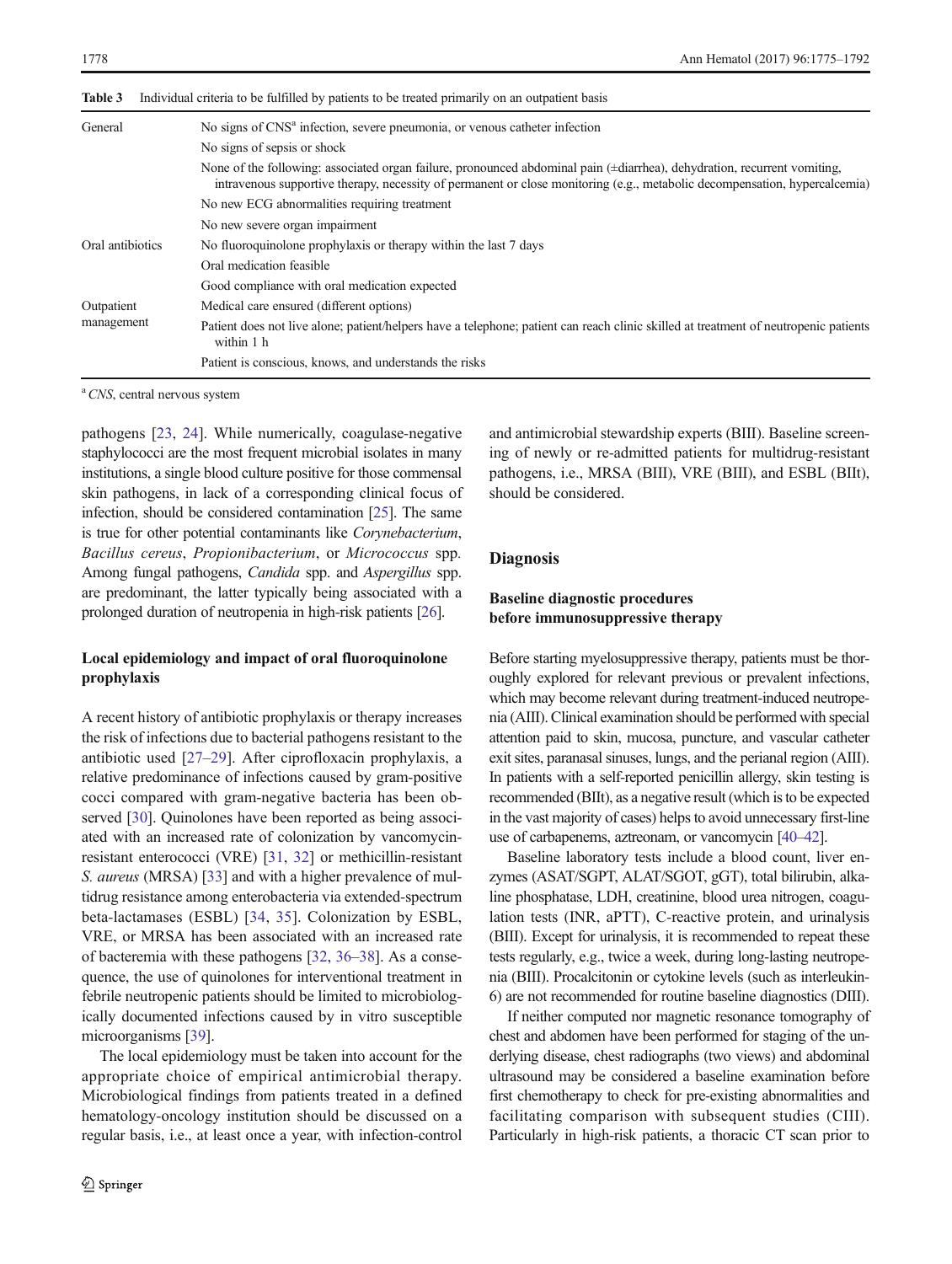**Table 3** Individual criteria to be fulfilled by patients to be treated primarily on an outpatient basis

| | |
|---|---|
| General | No signs of CNS[a] infection, severe pneumonia, or venous catheter infection |
| | No signs of sepsis or shock |
| | None of the following: associated organ failure, pronounced abdominal pain (±diarrhea), dehydration, recurrent vomiting, intravenous supportive therapy, necessity of permanent or close monitoring (e.g., metabolic decompensation, hypercalcemia) |
| | No new ECG abnormalities requiring treatment |
| | No new severe organ impairment |
| Oral antibiotics | No fluoroquinolone prophylaxis or therapy within the last 7 days |
| | Oral medication feasible |
| | Good compliance with oral medication expected |
| Outpatient management | Medical care ensured (different options) |
| | Patient does not live alone; patient/helpers have a telephone; patient can reach clinic skilled at treatment of neutropenic patients within 1 h |
| | Patient is conscious, knows, and understands the risks |

[a] *CNS*, central nervous system

pathogens [23, 24]. While numerically, coagulase-negative staphylococci are the most frequent microbial isolates in many institutions, a single blood culture positive for those commensal skin pathogens, in lack of a corresponding clinical focus of infection, should be considered contamination [25]. The same is true for other potential contaminants like *Corynebacterium*, *Bacillus cereus*, *Propionibacterium*, or *Micrococcus* spp. Among fungal pathogens, *Candida* spp. and *Aspergillus* spp. are predominant, the latter typically being associated with a prolonged duration of neutropenia in high-risk patients [26].

### Local epidemiology and impact of oral fluoroquinolone prophylaxis

A recent history of antibiotic prophylaxis or therapy increases the risk of infections due to bacterial pathogens resistant to the antibiotic used [27–29]. After ciprofloxacin prophylaxis, a relative predominance of infections caused by gram-positive cocci compared with gram-negative bacteria has been observed [30]. Quinolones have been reported as being associated with an increased rate of colonization by vancomycin-resistant enterococci (VRE) [31, 32] or methicillin-resistant *S. aureus* (MRSA) [33] and with a higher prevalence of multidrug resistance among enterobacteria via extended-spectrum beta-lactamases (ESBL) [34, 35]. Colonization by ESBL, VRE, or MRSA has been associated with an increased rate of bacteremia with these pathogens [32, 36–38]. As a consequence, the use of quinolones for interventional treatment in febrile neutropenic patients should be limited to microbiologically documented infections caused by in vitro susceptible microorganisms [39].

The local epidemiology must be taken into account for the appropriate choice of empirical antimicrobial therapy. Microbiological findings from patients treated in a defined hematology-oncology institution should be discussed on a regular basis, i.e., at least once a year, with infection-control and antimicrobial stewardship experts (BIII). Baseline screening of newly or re-admitted patients for multidrug-resistant pathogens, i.e., MRSA (BIII), VRE (BIII), and ESBL (BIIt), should be considered.

## Diagnosis

### Baseline diagnostic procedures before immunosuppressive therapy

Before starting myelosuppressive therapy, patients must be thoroughly explored for relevant previous or prevalent infections, which may become relevant during treatment-induced neutropenia (AIII). Clinical examination should be performed with special attention paid to skin, mucosa, puncture, and vascular catheter exit sites, paranasal sinuses, lungs, and the perianal region (AIII). In patients with a self-reported penicillin allergy, skin testing is recommended (BIIt), as a negative result (which is to be expected in the vast majority of cases) helps to avoid unnecessary first-line use of carbapenems, aztreonam, or vancomycin [40–42].

Baseline laboratory tests include a blood count, liver enzymes (ASAT/SGPT, ALAT/SGOT, gGT), total bilirubin, alkaline phosphatase, LDH, creatinine, blood urea nitrogen, coagulation tests (INR, aPTT), C-reactive protein, and urinalysis (BIII). Except for urinalysis, it is recommended to repeat these tests regularly, e.g., twice a week, during long-lasting neutropenia (BIII). Procalcitonin or cytokine levels (such as interleukin-6) are not recommended for routine baseline diagnostics (DIII).

If neither computed nor magnetic resonance tomography of chest and abdomen have been performed for staging of the underlying disease, chest radiographs (two views) and abdominal ultrasound may be considered a baseline examination before first chemotherapy to check for pre-existing abnormalities and facilitating comparison with subsequent studies (CIII). Particularly in high-risk patients, a thoracic CT scan prior to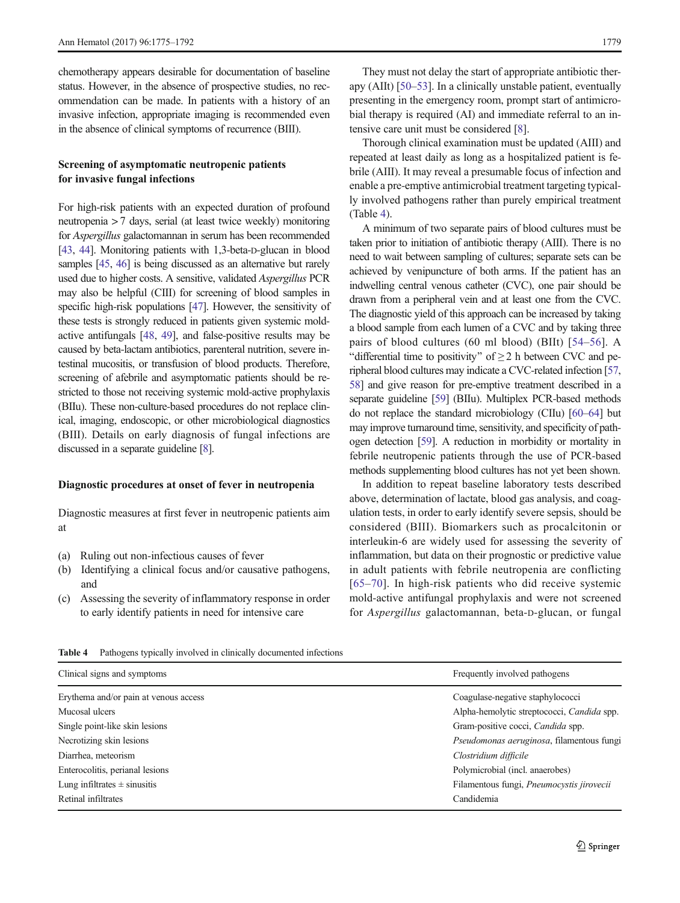chemotherapy appears desirable for documentation of baseline status. However, in the absence of prospective studies, no recommendation can be made. In patients with a history of an invasive infection, appropriate imaging is recommended even in the absence of clinical symptoms of recurrence (BIII).

### Screening of asymptomatic neutropenic patients for invasive fungal infections

For high-risk patients with an expected duration of profound neutropenia > 7 days, serial (at least twice weekly) monitoring for *Aspergillus* galactomannan in serum has been recommended [43, 44]. Monitoring patients with 1,3-beta-D-glucan in blood samples [45, 46] is being discussed as an alternative but rarely used due to higher costs. A sensitive, validated *Aspergillus* PCR may also be helpful (CIII) for screening of blood samples in specific high-risk populations [47]. However, the sensitivity of these tests is strongly reduced in patients given systemic mold-active antifungals [48, 49], and false-positive results may be caused by beta-lactam antibiotics, parenteral nutrition, severe intestinal mucositis, or transfusion of blood products. Therefore, screening of afebrile and asymptomatic patients should be restricted to those not receiving systemic mold-active prophylaxis (BIIu). These non-culture-based procedures do not replace clinical, imaging, endoscopic, or other microbiological diagnostics (BIII). Details on early diagnosis of fungal infections are discussed in a separate guideline [8].

### Diagnostic procedures at onset of fever in neutropenia

Diagnostic measures at first fever in neutropenic patients aim at

(a) Ruling out non-infectious causes of fever
(b) Identifying a clinical focus and/or causative pathogens, and
(c) Assessing the severity of inflammatory response in order to early identify patients in need for intensive care

They must not delay the start of appropriate antibiotic therapy (AIIt) [50–53]. In a clinically unstable patient, eventually presenting in the emergency room, prompt start of antimicrobial therapy is required (AI) and immediate referral to an intensive care unit must be considered [8].

Thorough clinical examination must be updated (AIII) and repeated at least daily as long as a hospitalized patient is febrile (AIII). It may reveal a presumable focus of infection and enable a pre-emptive antimicrobial treatment targeting typically involved pathogens rather than purely empirical treatment (Table 4).

A minimum of two separate pairs of blood cultures must be taken prior to initiation of antibiotic therapy (AIII). There is no need to wait between sampling of cultures; separate sets can be achieved by venipuncture of both arms. If the patient has an indwelling central venous catheter (CVC), one pair should be drawn from a peripheral vein and at least one from the CVC. The diagnostic yield of this approach can be increased by taking a blood sample from each lumen of a CVC and by taking three pairs of blood cultures (60 ml blood) (BIIt) [54–56]. A "differential time to positivity" of ≥ 2 h between CVC and peripheral blood cultures may indicate a CVC-related infection [57, 58] and give reason for pre-emptive treatment described in a separate guideline [59] (BIIu). Multiplex PCR-based methods do not replace the standard microbiology (CIIu) [60–64] but may improve turnaround time, sensitivity, and specificity of pathogen detection [59]. A reduction in morbidity or mortality in febrile neutropenic patients through the use of PCR-based methods supplementing blood cultures has not yet been shown.

In addition to repeat baseline laboratory tests described above, determination of lactate, blood gas analysis, and coagulation tests, in order to early identify severe sepsis, should be considered (BIII). Biomarkers such as procalcitonin or interleukin-6 are widely used for assessing the severity of inflammation, but data on their prognostic or predictive value in adult patients with febrile neutropenia are conflicting [65–70]. In high-risk patients who did receive systemic mold-active antifungal prophylaxis and were not screened for *Aspergillus* galactomannan, beta-D-glucan, or fungal

**Table 4** Pathogens typically involved in clinically documented infections

| Clinical signs and symptoms | Frequently involved pathogens |
|---|---|
| Erythema and/or pain at venous access | Coagulase-negative staphylococci |
| Mucosal ulcers | Alpha-hemolytic streptococci, *Candida* spp. |
| Single point-like skin lesions | Gram-positive cocci, *Candida* spp. |
| Necrotizing skin lesions | *Pseudomonas aeruginosa*, filamentous fungi |
| Diarrhea, meteorism | *Clostridium difficile* |
| Enterocolitis, perianal lesions | Polymicrobial (incl. anaerobes) |
| Lung infiltrates ± sinusitis | Filamentous fungi, *Pneumocystis jirovecii* |
| Retinal infiltrates | Candidemia |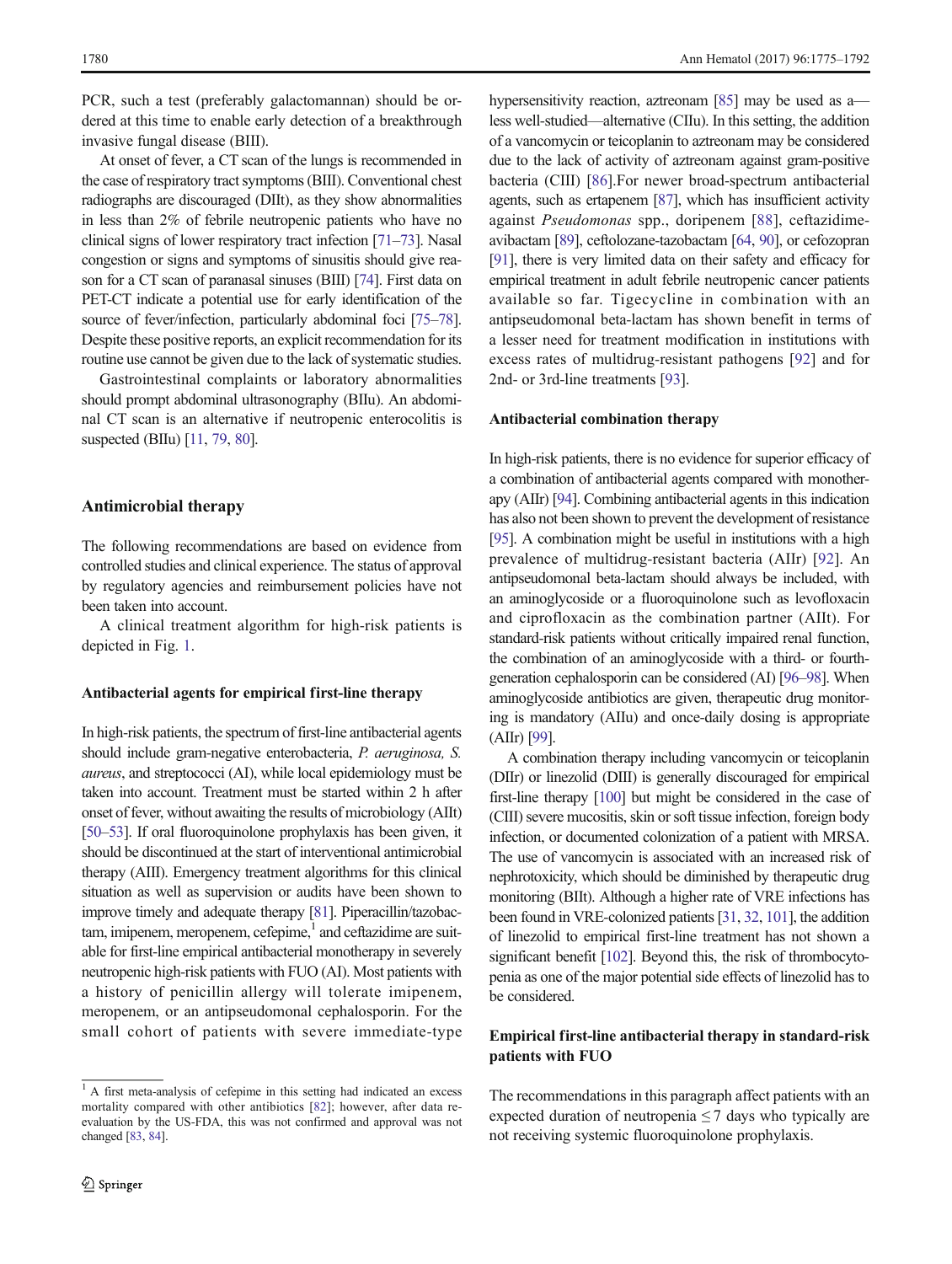PCR, such a test (preferably galactomannan) should be ordered at this time to enable early detection of a breakthrough invasive fungal disease (BIII).

At onset of fever, a CT scan of the lungs is recommended in the case of respiratory tract symptoms (BIII). Conventional chest radiographs are discouraged (DIIt), as they show abnormalities in less than 2% of febrile neutropenic patients who have no clinical signs of lower respiratory tract infection [71–73]. Nasal congestion or signs and symptoms of sinusitis should give reason for a CT scan of paranasal sinuses (BIII) [74]. First data on PET-CT indicate a potential use for early identification of the source of fever/infection, particularly abdominal foci [75–78]. Despite these positive reports, an explicit recommendation for its routine use cannot be given due to the lack of systematic studies.

Gastrointestinal complaints or laboratory abnormalities should prompt abdominal ultrasonography (BIIu). An abdominal CT scan is an alternative if neutropenic enterocolitis is suspected (BIIu) [11, 79, 80].

## Antimicrobial therapy

The following recommendations are based on evidence from controlled studies and clinical experience. The status of approval by regulatory agencies and reimbursement policies have not been taken into account.

A clinical treatment algorithm for high-risk patients is depicted in Fig. 1.

### Antibacterial agents for empirical first-line therapy

In high-risk patients, the spectrum of first-line antibacterial agents should include gram-negative enterobacteria, *P. aeruginosa, S. aureus*, and streptococci (AI), while local epidemiology must be taken into account. Treatment must be started within 2 h after onset of fever, without awaiting the results of microbiology (AIIt) [50–53]. If oral fluoroquinolone prophylaxis has been given, it should be discontinued at the start of interventional antimicrobial therapy (AIII). Emergency treatment algorithms for this clinical situation as well as supervision or audits have been shown to improve timely and adequate therapy [81]. Piperacillin/tazobactam, imipenem, meropenem, cefepime,[1] and ceftazidime are suitable for first-line empirical antibacterial monotherapy in severely neutropenic high-risk patients with FUO (AI). Most patients with a history of penicillin allergy will tolerate imipenem, meropenem, or an antipseudomonal cephalosporin. For the small cohort of patients with severe immediate-type hypersensitivity reaction, aztreonam [85] may be used as a—less well-studied—alternative (CIIu). In this setting, the addition of a vancomycin or teicoplanin to aztreonam may be considered due to the lack of activity of aztreonam against gram-positive bacteria (CIII) [86].For newer broad-spectrum antibacterial agents, such as ertapenem [87], which has insufficient activity against *Pseudomonas* spp., doripenem [88], ceftazidime-avibactam [89], ceftolozane-tazobactam [64, 90], or cefozopran [91], there is very limited data on their safety and efficacy for empirical treatment in adult febrile neutropenic cancer patients available so far. Tigecycline in combination with an antipseudomonal beta-lactam has shown benefit in terms of a lesser need for treatment modification in institutions with excess rates of multidrug-resistant pathogens [92] and for 2nd- or 3rd-line treatments [93].

### Antibacterial combination therapy

In high-risk patients, there is no evidence for superior efficacy of a combination of antibacterial agents compared with monotherapy (AIIr) [94]. Combining antibacterial agents in this indication has also not been shown to prevent the development of resistance [95]. A combination might be useful in institutions with a high prevalence of multidrug-resistant bacteria (AIIr) [92]. An antipseudomonal beta-lactam should always be included, with an aminoglycoside or a fluoroquinolone such as levofloxacin and ciprofloxacin as the combination partner (AIIt). For standard-risk patients without critically impaired renal function, the combination of an aminoglycoside with a third- or fourth-generation cephalosporin can be considered (AI) [96–98]. When aminoglycoside antibiotics are given, therapeutic drug monitoring is mandatory (AIIu) and once-daily dosing is appropriate (AIIr) [99].

A combination therapy including vancomycin or teicoplanin (DIIr) or linezolid (DIII) is generally discouraged for empirical first-line therapy [100] but might be considered in the case of (CIII) severe mucositis, skin or soft tissue infection, foreign body infection, or documented colonization of a patient with MRSA. The use of vancomycin is associated with an increased risk of nephrotoxicity, which should be diminished by therapeutic drug monitoring (BIIt). Although a higher rate of VRE infections has been found in VRE-colonized patients [31, 32, 101], the addition of linezolid to empirical first-line treatment has not shown a significant benefit [102]. Beyond this, the risk of thrombocytopenia as one of the major potential side effects of linezolid has to be considered.

### Empirical first-line antibacterial therapy in standard-risk patients with FUO

The recommendations in this paragraph affect patients with an expected duration of neutropenia ≤ 7 days who typically are not receiving systemic fluoroquinolone prophylaxis.

[1] A first meta-analysis of cefepime in this setting had indicated an excess mortality compared with other antibiotics [82]; however, after data re-evaluation by the US-FDA, this was not confirmed and approval was not changed [83, 84].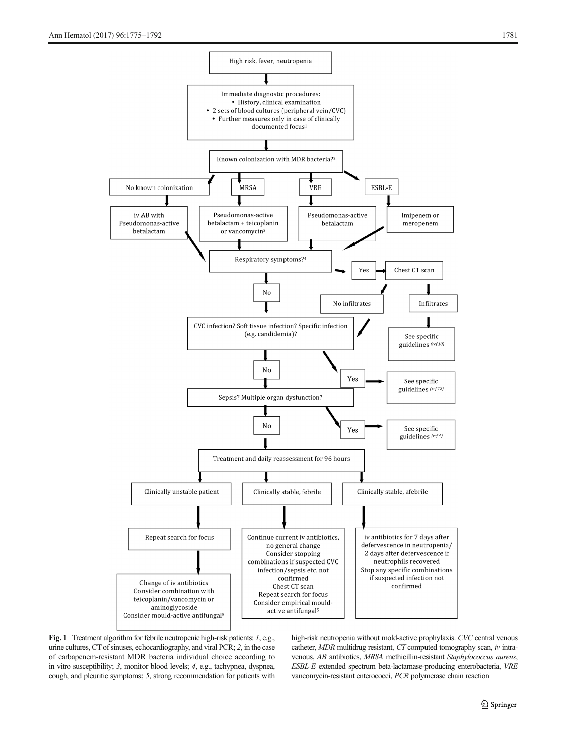High risk, fever, neutropenia

↓

Immediate diagnostic procedures:

- History, clinical examination
- 2 sets of blood cultures (peripheral vein/CVC)
- Further measures only in case of clinically documented focus[1]

↓

Known colonization with MDR bacteria?[2]

| No known colonization | MRSA | VRE | ESBL-E |
|---|---|---|---|
| iv AB with Pseudomonas-active betalactam | Pseudomonas-active betalactam + teicoplanin or vancomycin[3] | Pseudomonas-active betalactam | Imipenem or meropenem |

↓

Respiratory symptoms?[4]

- Yes → Chest CT scan
  - No infiltrates → CVC infection? Soft tissue infection? Specific infection (e.g. candidemia)?
  - Infiltrates → See specific guidelines (ref 10)
- No ↓

CVC infection? Soft tissue infection? Specific infection (e.g. candidemia)?

- Yes → See specific guidelines (ref 12)
- No ↓

Sepsis? Multiple organ dysfunction?

- Yes → See specific guidelines (ref 4)
- No ↓

Treatment and daily reassessment for 96 hours

| Clinically unstable patient | Clinically stable, febrile | Clinically stable, afebrile |
|---|---|---|
| Repeat search for focus → Change of iv antibiotics; Consider combination with teicoplanin/vancomycin or aminoglycoside; Consider mould-active antifungal[5] | Continue current iv antibiotics, no general change; Consider stopping combinations if suspected CVC infection/sepsis etc. not confirmed; Chest CT scan; Repeat search for focus; Consider empirical mould-active antifungal[5] | iv antibiotics for 7 days after defervescence in neutropenia/ 2 days after defervescence if neutrophils recovered; Stop any specific combinations if suspected infection not confirmed |

**Fig. 1** Treatment algorithm for febrile neutropenic high-risk patients: *1*, e.g., urine cultures, CT of sinuses, echocardiography, and viral PCR; *2*, in the case of carbapenem-resistant MDR bacteria individual choice according to in vitro susceptibility; *3*, monitor blood levels; *4*, e.g., tachypnea, dyspnea, cough, and pleuritic symptoms; *5*, strong recommendation for patients with high-risk neutropenia without mold-active prophylaxis. *CVC* central venous catheter, *MDR* multidrug resistant, *CT* computed tomography scan, *iv* intravenous, *AB* antibiotics, *MRSA* methicillin-resistant *Staphylococcus aureus*, *ESBL-E* extended spectrum beta-lactamase-producing enterobacteria, *VRE* vancomycin-resistant enterococci, *PCR* polymerase chain reaction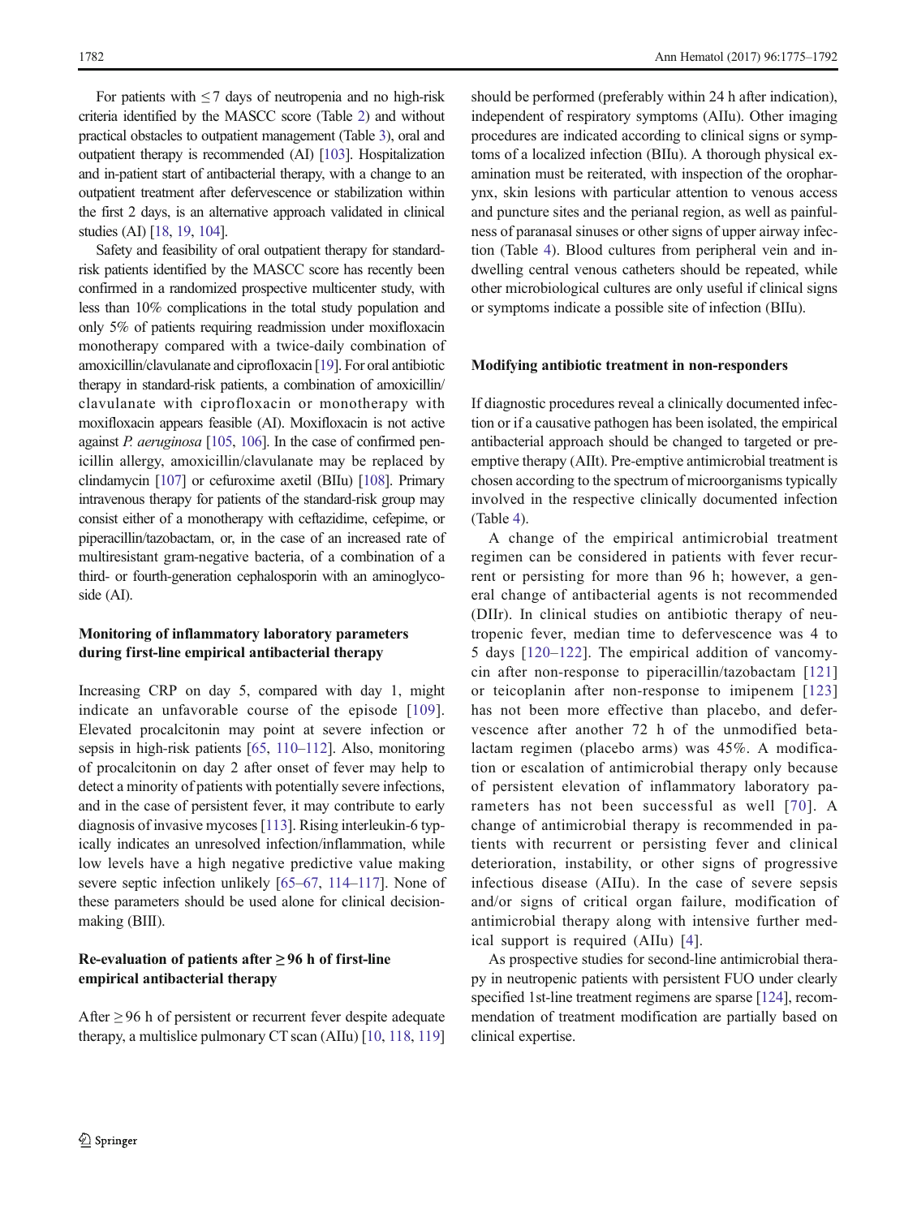For patients with ≤ 7 days of neutropenia and no high-risk criteria identified by the MASCC score (Table 2) and without practical obstacles to outpatient management (Table 3), oral and outpatient therapy is recommended (AI) [103]. Hospitalization and in-patient start of antibacterial therapy, with a change to an outpatient treatment after defervescence or stabilization within the first 2 days, is an alternative approach validated in clinical studies (AI) [18, 19, 104].

Safety and feasibility of oral outpatient therapy for standard-risk patients identified by the MASCC score has recently been confirmed in a randomized prospective multicenter study, with less than 10% complications in the total study population and only 5% of patients requiring readmission under moxifloxacin monotherapy compared with a twice-daily combination of amoxicillin/clavulanate and ciprofloxacin [19]. For oral antibiotic therapy in standard-risk patients, a combination of amoxicillin/clavulanate with ciprofloxacin or monotherapy with moxifloxacin appears feasible (AI). Moxifloxacin is not active against *P. aeruginosa* [105, 106]. In the case of confirmed penicillin allergy, amoxicillin/clavulanate may be replaced by clindamycin [107] or cefuroxime axetil (BIIu) [108]. Primary intravenous therapy for patients of the standard-risk group may consist either of a monotherapy with ceftazidime, cefepime, or piperacillin/tazobactam, or, in the case of an increased rate of multiresistant gram-negative bacteria, of a combination of a third- or fourth-generation cephalosporin with an aminoglycoside (AI).

## Monitoring of inflammatory laboratory parameters during first-line empirical antibacterial therapy

Increasing CRP on day 5, compared with day 1, might indicate an unfavorable course of the episode [109]. Elevated procalcitonin may point at severe infection or sepsis in high-risk patients [65, 110–112]. Also, monitoring of procalcitonin on day 2 after onset of fever may help to detect a minority of patients with potentially severe infections, and in the case of persistent fever, it may contribute to early diagnosis of invasive mycoses [113]. Rising interleukin-6 typically indicates an unresolved infection/inflammation, while low levels have a high negative predictive value making severe septic infection unlikely [65–67, 114–117]. None of these parameters should be used alone for clinical decision-making (BIII).

## Re-evaluation of patients after ≥ 96 h of first-line empirical antibacterial therapy

After ≥ 96 h of persistent or recurrent fever despite adequate therapy, a multislice pulmonary CT scan (AIIu) [10, 118, 119] should be performed (preferably within 24 h after indication), independent of respiratory symptoms (AIIu). Other imaging procedures are indicated according to clinical signs or symptoms of a localized infection (BIIu). A thorough physical examination must be reiterated, with inspection of the oropharynx, skin lesions with particular attention to venous access and puncture sites and the perianal region, as well as painfulness of paranasal sinuses or other signs of upper airway infection (Table 4). Blood cultures from peripheral vein and indwelling central venous catheters should be repeated, while other microbiological cultures are only useful if clinical signs or symptoms indicate a possible site of infection (BIIu).

## Modifying antibiotic treatment in non-responders

If diagnostic procedures reveal a clinically documented infection or if a causative pathogen has been isolated, the empirical antibacterial approach should be changed to targeted or pre-emptive therapy (AIIt). Pre-emptive antimicrobial treatment is chosen according to the spectrum of microorganisms typically involved in the respective clinically documented infection (Table 4).

A change of the empirical antimicrobial treatment regimen can be considered in patients with fever recurrent or persisting for more than 96 h; however, a general change of antibacterial agents is not recommended (DIIr). In clinical studies on antibiotic therapy of neutropenic fever, median time to defervescence was 4 to 5 days [120–122]. The empirical addition of vancomycin after non-response to piperacillin/tazobactam [121] or teicoplanin after non-response to imipenem [123] has not been more effective than placebo, and defervescence after another 72 h of the unmodified beta-lactam regimen (placebo arms) was 45%. A modification or escalation of antimicrobial therapy only because of persistent elevation of inflammatory laboratory parameters has not been successful as well [70]. A change of antimicrobial therapy is recommended in patients with recurrent or persisting fever and clinical deterioration, instability, or other signs of progressive infectious disease (AIIu). In the case of severe sepsis and/or signs of critical organ failure, modification of antimicrobial therapy along with intensive further medical support is required (AIIu) [4].

As prospective studies for second-line antimicrobial therapy in neutropenic patients with persistent FUO under clearly specified 1st-line treatment regimens are sparse [124], recommendation of treatment modification are partially based on clinical expertise.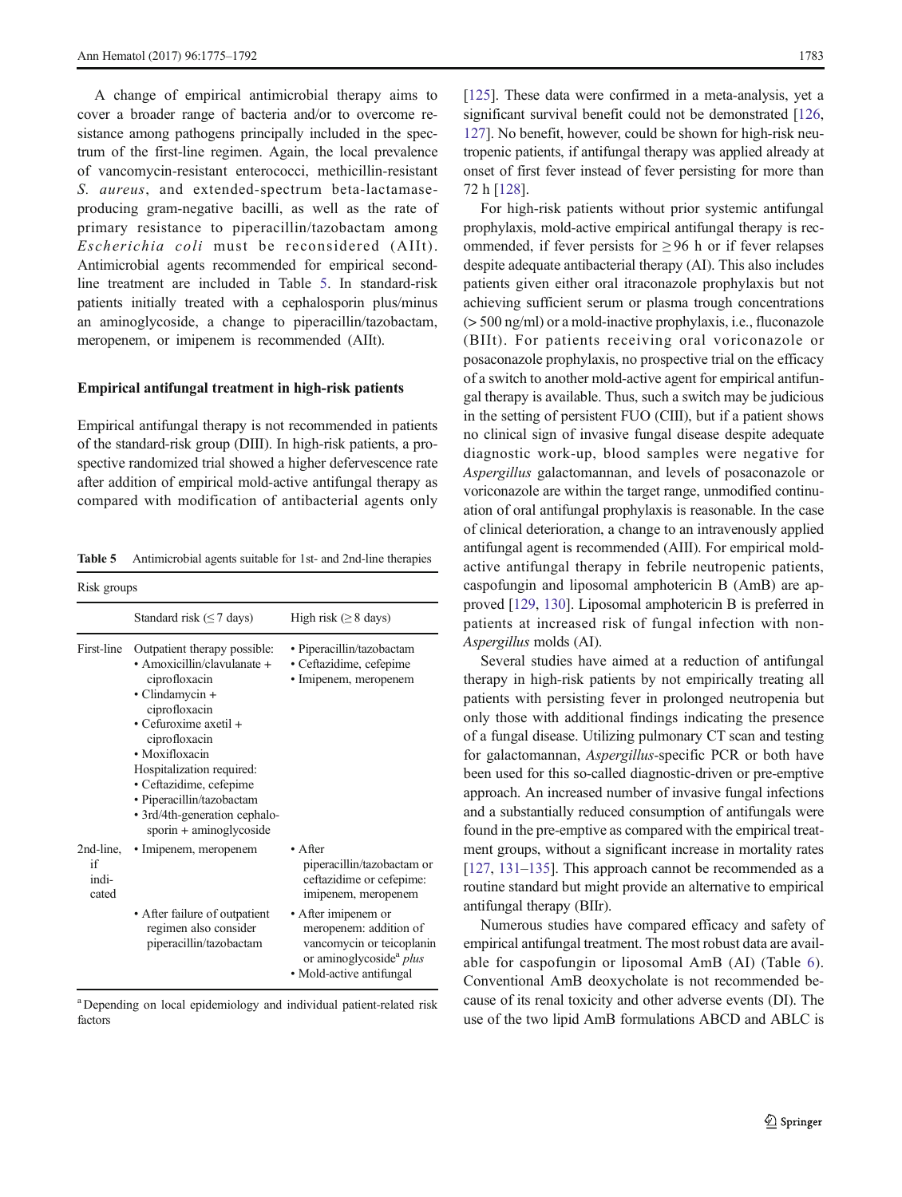A change of empirical antimicrobial therapy aims to cover a broader range of bacteria and/or to overcome resistance among pathogens principally included in the spectrum of the first-line regimen. Again, the local prevalence of vancomycin-resistant enterococci, methicillin-resistant *S. aureus*, and extended-spectrum beta-lactamase-producing gram-negative bacilli, as well as the rate of primary resistance to piperacillin/tazobactam among *Escherichia coli* must be reconsidered (AIIt). Antimicrobial agents recommended for empirical second-line treatment are included in Table 5. In standard-risk patients initially treated with a cephalosporin plus/minus an aminoglycoside, a change to piperacillin/tazobactam, meropenem, or imipenem is recommended (AIIt).

### Empirical antifungal treatment in high-risk patients

Empirical antifungal therapy is not recommended in patients of the standard-risk group (DIII). In high-risk patients, a prospective randomized trial showed a higher defervescence rate after addition of empirical mold-active antifungal therapy as compared with modification of antibacterial agents only

**Table 5** Antimicrobial agents suitable for 1st- and 2nd-line therapies

| | Risk groups | |
|---|---|---|
| | Standard risk (≤ 7 days) | High risk (≥ 8 days) |
| First-line | Outpatient therapy possible:<br>• Amoxicillin/clavulanate + ciprofloxacin<br>• Clindamycin + ciprofloxacin<br>• Cefuroxime axetil + ciprofloxacin<br>• Moxifloxacin<br>Hospitalization required:<br>• Ceftazidime, cefepime<br>• Piperacillin/tazobactam<br>• 3rd/4th-generation cephalosporin + aminoglycoside | • Piperacillin/tazobactam<br>• Ceftazidime, cefepime<br>• Imipenem, meropenem |
| 2nd-line, if indicated | • Imipenem, meropenem | • After piperacillin/tazobactam or ceftazidime or cefepime: imipenem, meropenem |
| | • After failure of outpatient regimen also consider piperacillin/tazobactam | • After imipenem or meropenem: addition of vancomycin or teicoplanin or aminoglycoside[a] *plus*<br>• Mold-active antifungal |

[a] Depending on local epidemiology and individual patient-related risk factors

[125]. These data were confirmed in a meta-analysis, yet a significant survival benefit could not be demonstrated [126, 127]. No benefit, however, could be shown for high-risk neutropenic patients, if antifungal therapy was applied already at onset of first fever instead of fever persisting for more than 72 h [128].

For high-risk patients without prior systemic antifungal prophylaxis, mold-active empirical antifungal therapy is recommended, if fever persists for ≥ 96 h or if fever relapses despite adequate antibacterial therapy (AI). This also includes patients given either oral itraconazole prophylaxis but not achieving sufficient serum or plasma trough concentrations (> 500 ng/ml) or a mold-inactive prophylaxis, i.e., fluconazole (BIIt). For patients receiving oral voriconazole or posaconazole prophylaxis, no prospective trial on the efficacy of a switch to another mold-active agent for empirical antifungal therapy is available. Thus, such a switch may be judicious in the setting of persistent FUO (CIII), but if a patient shows no clinical sign of invasive fungal disease despite adequate diagnostic work-up, blood samples were negative for *Aspergillus* galactomannan, and levels of posaconazole or voriconazole are within the target range, unmodified continuation of oral antifungal prophylaxis is reasonable. In the case of clinical deterioration, a change to an intravenously applied antifungal agent is recommended (AIII). For empirical mold-active antifungal therapy in febrile neutropenic patients, caspofungin and liposomal amphotericin B (AmB) are approved [129, 130]. Liposomal amphotericin B is preferred in patients at increased risk of fungal infection with non-*Aspergillus* molds (AI).

Several studies have aimed at a reduction of antifungal therapy in high-risk patients by not empirically treating all patients with persisting fever in prolonged neutropenia but only those with additional findings indicating the presence of a fungal disease. Utilizing pulmonary CT scan and testing for galactomannan, *Aspergillus*-specific PCR or both have been used for this so-called diagnostic-driven or pre-emptive approach. An increased number of invasive fungal infections and a substantially reduced consumption of antifungals were found in the pre-emptive as compared with the empirical treatment groups, without a significant increase in mortality rates [127, 131–135]. This approach cannot be recommended as a routine standard but might provide an alternative to empirical antifungal therapy (BIIr).

Numerous studies have compared efficacy and safety of empirical antifungal treatment. The most robust data are available for caspofungin or liposomal AmB (AI) (Table 6). Conventional AmB deoxycholate is not recommended because of its renal toxicity and other adverse events (DI). The use of the two lipid AmB formulations ABCD and ABLC is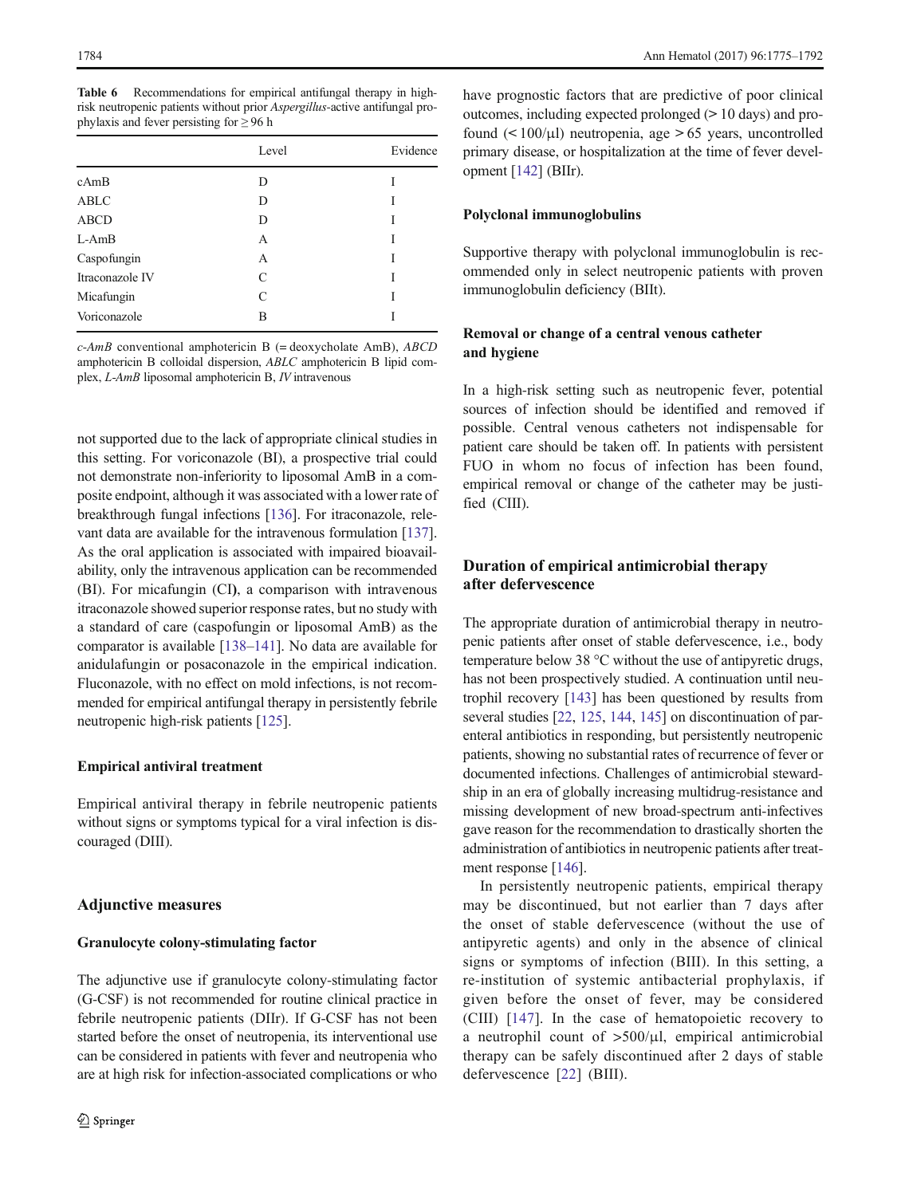**Table 6** Recommendations for empirical antifungal therapy in high-risk neutropenic patients without prior *Aspergillus*-active antifungal prophylaxis and fever persisting for ≥ 96 h

| | Level | Evidence |
|---|---|---|
| cAmB | D | I |
| ABLC | D | I |
| ABCD | D | I |
| L-AmB | A | I |
| Caspofungin | A | I |
| Itraconazole IV | C | I |
| Micafungin | C | I |
| Voriconazole | B | I |

*c-AmB* conventional amphotericin B (= deoxycholate AmB), *ABCD* amphotericin B colloidal dispersion, *ABLC* amphotericin B lipid complex, *L-AmB* liposomal amphotericin B, *IV* intravenous

not supported due to the lack of appropriate clinical studies in this setting. For voriconazole (BI), a prospective trial could not demonstrate non-inferiority to liposomal AmB in a composite endpoint, although it was associated with a lower rate of breakthrough fungal infections [136]. For itraconazole, relevant data are available for the intravenous formulation [137]. As the oral application is associated with impaired bioavailability, only the intravenous application can be recommended (BI). For micafungin (CI), a comparison with intravenous itraconazole showed superior response rates, but no study with a standard of care (caspofungin or liposomal AmB) as the comparator is available [138–141]. No data are available for anidulafungin or posaconazole in the empirical indication. Fluconazole, with no effect on mold infections, is not recommended for empirical antifungal therapy in persistently febrile neutropenic high-risk patients [125].

### Empirical antiviral treatment

Empirical antiviral therapy in febrile neutropenic patients without signs or symptoms typical for a viral infection is discouraged (DIII).

## Adjunctive measures

### Granulocyte colony-stimulating factor

The adjunctive use if granulocyte colony-stimulating factor (G-CSF) is not recommended for routine clinical practice in febrile neutropenic patients (DIIr). If G-CSF has not been started before the onset of neutropenia, its interventional use can be considered in patients with fever and neutropenia who are at high risk for infection-associated complications or who have prognostic factors that are predictive of poor clinical outcomes, including expected prolonged (> 10 days) and profound (< 100/μl) neutropenia, age > 65 years, uncontrolled primary disease, or hospitalization at the time of fever development [142] (BIIr).

### Polyclonal immunoglobulins

Supportive therapy with polyclonal immunoglobulin is recommended only in select neutropenic patients with proven immunoglobulin deficiency (BIIt).

### Removal or change of a central venous catheter and hygiene

In a high-risk setting such as neutropenic fever, potential sources of infection should be identified and removed if possible. Central venous catheters not indispensable for patient care should be taken off. In patients with persistent FUO in whom no focus of infection has been found, empirical removal or change of the catheter may be justified (CIII).

## Duration of empirical antimicrobial therapy after defervescence

The appropriate duration of antimicrobial therapy in neutropenic patients after onset of stable defervescence, i.e., body temperature below 38 °C without the use of antipyretic drugs, has not been prospectively studied. A continuation until neutrophil recovery [143] has been questioned by results from several studies [22, 125, 144, 145] on discontinuation of parenteral antibiotics in responding, but persistently neutropenic patients, showing no substantial rates of recurrence of fever or documented infections. Challenges of antimicrobial stewardship in an era of globally increasing multidrug-resistance and missing development of new broad-spectrum anti-infectives gave reason for the recommendation to drastically shorten the administration of antibiotics in neutropenic patients after treatment response [146].

In persistently neutropenic patients, empirical therapy may be discontinued, but not earlier than 7 days after the onset of stable defervescence (without the use of antipyretic agents) and only in the absence of clinical signs or symptoms of infection (BIII). In this setting, a re-institution of systemic antibacterial prophylaxis, if given before the onset of fever, may be considered (CIII) [147]. In the case of hematopoietic recovery to a neutrophil count of >500/μl, empirical antimicrobial therapy can be safely discontinued after 2 days of stable defervescence [22] (BIII).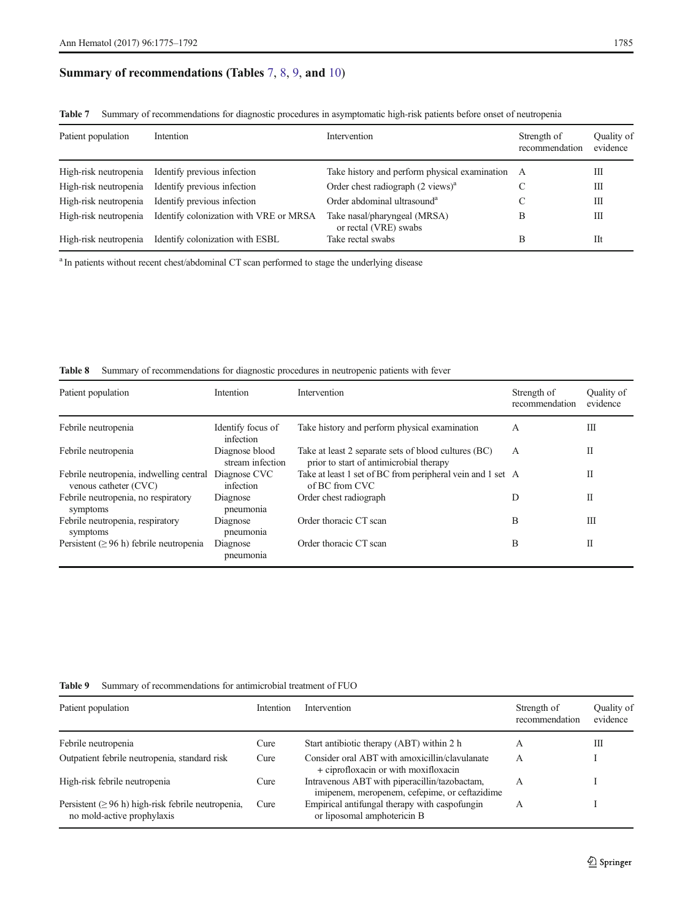## Summary of recommendations (Tables 7, 8, 9, and 10)

**Table 7** Summary of recommendations for diagnostic procedures in asymptomatic high-risk patients before onset of neutropenia

| Patient population | Intention | Intervention | Strength of recommendation | Quality of evidence |
|---|---|---|---|---|
| High-risk neutropenia | Identify previous infection | Take history and perform physical examination | A | III |
| High-risk neutropenia | Identify previous infection | Order chest radiograph (2 views)[a] | C | III |
| High-risk neutropenia | Identify previous infection | Order abdominal ultrasound[a] | C | III |
| High-risk neutropenia | Identify colonization with VRE or MRSA | Take nasal/pharyngeal (MRSA) or rectal (VRE) swabs | B | III |
| High-risk neutropenia | Identify colonization with ESBL | Take rectal swabs | B | IIt |

[a] In patients without recent chest/abdominal CT scan performed to stage the underlying disease

**Table 8** Summary of recommendations for diagnostic procedures in neutropenic patients with fever

| Patient population | Intention | Intervention | Strength of recommendation | Quality of evidence |
|---|---|---|---|---|
| Febrile neutropenia | Identify focus of infection | Take history and perform physical examination | A | III |
| Febrile neutropenia | Diagnose blood stream infection | Take at least 2 separate sets of blood cultures (BC) prior to start of antimicrobial therapy | A | II |
| Febrile neutropenia, indwelling central venous catheter (CVC) | Diagnose CVC infection | Take at least 1 set of BC from peripheral vein and 1 set of BC from CVC | A | II |
| Febrile neutropenia, no respiratory symptoms | Diagnose pneumonia | Order chest radiograph | D | II |
| Febrile neutropenia, respiratory symptoms | Diagnose pneumonia | Order thoracic CT scan | B | III |
| Persistent (≥ 96 h) febrile neutropenia | Diagnose pneumonia | Order thoracic CT scan | B | II |

**Table 9** Summary of recommendations for antimicrobial treatment of FUO

| Patient population | Intention | Intervention | Strength of recommendation | Quality of evidence |
|---|---|---|---|---|
| Febrile neutropenia | Cure | Start antibiotic therapy (ABT) within 2 h | A | III |
| Outpatient febrile neutropenia, standard risk | Cure | Consider oral ABT with amoxicillin/clavulanate + ciprofloxacin or with moxifloxacin | A | I |
| High-risk febrile neutropenia | Cure | Intravenous ABT with piperacillin/tazobactam, imipenem, meropenem, cefepime, or ceftazidime | A | I |
| Persistent (≥ 96 h) high-risk febrile neutropenia, no mold-active prophylaxis | Cure | Empirical antifungal therapy with caspofungin or liposomal amphotericin B | A | I |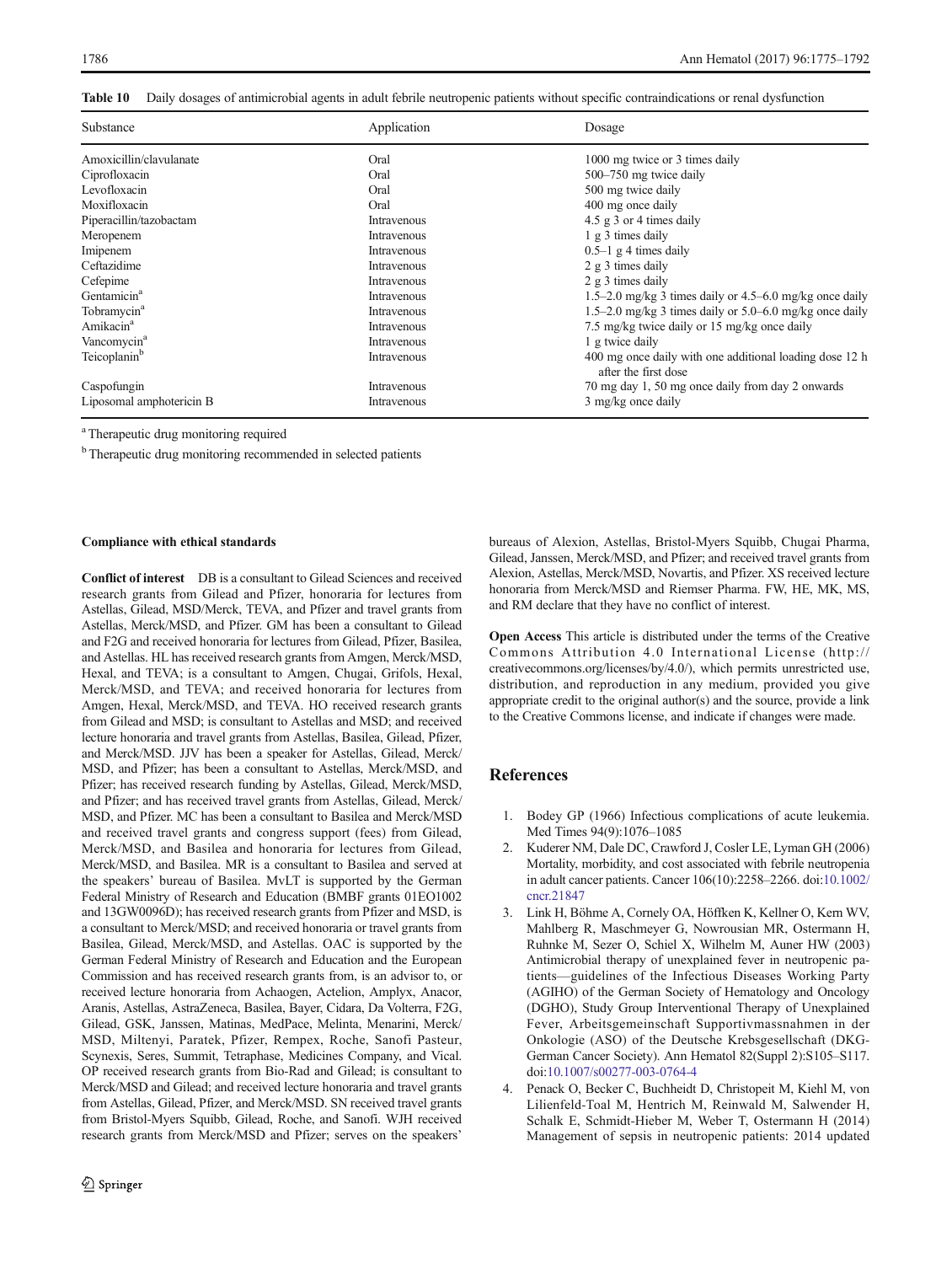**Table 10** Daily dosages of antimicrobial agents in adult febrile neutropenic patients without specific contraindications or renal dysfunction

| Substance | Application | Dosage |
|---|---|---|
| Amoxicillin/clavulanate | Oral | 1000 mg twice or 3 times daily |
| Ciprofloxacin | Oral | 500–750 mg twice daily |
| Levofloxacin | Oral | 500 mg twice daily |
| Moxifloxacin | Oral | 400 mg once daily |
| Piperacillin/tazobactam | Intravenous | 4.5 g 3 or 4 times daily |
| Meropenem | Intravenous | 1 g 3 times daily |
| Imipenem | Intravenous | 0.5–1 g 4 times daily |
| Ceftazidime | Intravenous | 2 g 3 times daily |
| Cefepime | Intravenous | 2 g 3 times daily |
| Gentamicin[a] | Intravenous | 1.5–2.0 mg/kg 3 times daily or 4.5–6.0 mg/kg once daily |
| Tobramycin[a] | Intravenous | 1.5–2.0 mg/kg 3 times daily or 5.0–6.0 mg/kg once daily |
| Amikacin[a] | Intravenous | 7.5 mg/kg twice daily or 15 mg/kg once daily |
| Vancomycin[a] | Intravenous | 1 g twice daily |
| Teicoplanin[b] | Intravenous | 400 mg once daily with one additional loading dose 12 h after the first dose |
| Caspofungin | Intravenous | 70 mg day 1, 50 mg once daily from day 2 onwards |
| Liposomal amphotericin B | Intravenous | 3 mg/kg once daily |

[a] Therapeutic drug monitoring required

[b] Therapeutic drug monitoring recommended in selected patients

**Compliance with ethical standards**

**Conflict of interest** DB is a consultant to Gilead Sciences and received research grants from Gilead and Pfizer, honoraria for lectures from Astellas, Gilead, MSD/Merck, TEVA, and Pfizer and travel grants from Astellas, Merck/MSD, and Pfizer. GM has been a consultant to Gilead and F2G and received honoraria for lectures from Gilead, Pfizer, Basilea, and Astellas. HL has received research grants from Amgen, Merck/MSD, Hexal, and TEVA; is a consultant to Amgen, Chugai, Grifols, Hexal, Merck/MSD, and TEVA; and received honoraria for lectures from Amgen, Hexal, Merck/MSD, and TEVA. HO received research grants from Gilead and MSD; is consultant to Astellas and MSD; and received lecture honoraria and travel grants from Astellas, Basilea, Gilead, Pfizer, and Merck/MSD. JJV has been a speaker for Astellas, Gilead, Merck/MSD, and Pfizer; has been a consultant to Astellas, Merck/MSD, and Pfizer; has received research funding by Astellas, Gilead, Merck/MSD, and Pfizer; and has received travel grants from Astellas, Gilead, Merck/MSD, and Pfizer. MC has been a consultant to Basilea and Merck/MSD and received travel grants and congress support (fees) from Gilead, Merck/MSD, and Basilea and honoraria for lectures from Gilead, Merck/MSD, and Basilea. MR is a consultant to Basilea and served at the speakers' bureau of Basilea. MvLT is supported by the German Federal Ministry of Research and Education (BMBF grants 01EO1002 and 13GW0096D); has received research grants from Pfizer and MSD, is a consultant to Merck/MSD; and received honoraria or travel grants from Basilea, Gilead, Merck/MSD, and Astellas. OAC is supported by the German Federal Ministry of Research and Education and the European Commission and has received research grants from, is an advisor to, or received lecture honoraria from Achaogen, Actelion, Amplyx, Anacor, Aranis, Astellas, AstraZeneca, Basilea, Bayer, Cidara, Da Volterra, F2G, Gilead, GSK, Janssen, Matinas, MedPace, Melinta, Menarini, Merck/MSD, Miltenyi, Paratek, Pfizer, Rempex, Roche, Sanofi Pasteur, Scynexis, Seres, Summit, Tetraphase, Medicines Company, and Vical. OP received research grants from Bio-Rad and Gilead; is consultant to Merck/MSD and Gilead; and received lecture honoraria and travel grants from Astellas, Gilead, Pfizer, and Merck/MSD. SN received travel grants from Bristol-Myers Squibb, Gilead, Roche, and Sanofi. WJH received research grants from Merck/MSD and Pfizer; serves on the speakers' bureaus of Alexion, Astellas, Bristol-Myers Squibb, Chugai Pharma, Gilead, Janssen, Merck/MSD, and Pfizer; and received travel grants from Alexion, Astellas, Merck/MSD, Novartis, and Pfizer. XS received lecture honoraria from Merck/MSD and Riemser Pharma. FW, HE, MK, MS, and RM declare that they have no conflict of interest.

**Open Access** This article is distributed under the terms of the Creative Commons Attribution 4.0 International License (http://creativecommons.org/licenses/by/4.0/), which permits unrestricted use, distribution, and reproduction in any medium, provided you give appropriate credit to the original author(s) and the source, provide a link to the Creative Commons license, and indicate if changes were made.

## References

1. Bodey GP (1966) Infectious complications of acute leukemia. Med Times 94(9):1076–1085
2. Kuderer NM, Dale DC, Crawford J, Cosler LE, Lyman GH (2006) Mortality, morbidity, and cost associated with febrile neutropenia in adult cancer patients. Cancer 106(10):2258–2266. doi:10.1002/cncr.21847
3. Link H, Böhme A, Cornely OA, Höffken K, Kellner O, Kern WV, Mahlberg R, Maschmeyer G, Nowrousian MR, Ostermann H, Ruhnke M, Sezer O, Schiel X, Wilhelm M, Auner HW (2003) Antimicrobial therapy of unexplained fever in neutropenic patients—guidelines of the Infectious Diseases Working Party (AGIHO) of the German Society of Hematology and Oncology (DGHO), Study Group Interventional Therapy of Unexplained Fever, Arbeitsgemeinschaft Supportivmassnahmen in der Onkologie (ASO) of the Deutsche Krebsgesellschaft (DKG-German Cancer Society). Ann Hematol 82(Suppl 2):S105–S117. doi:10.1007/s00277-003-0764-4
4. Penack O, Becker C, Buchheidt D, Christopeit M, Kiehl M, von Lilienfeld-Toal M, Hentrich M, Reinwald M, Salwender H, Schalk E, Schmidt-Hieber M, Weber T, Ostermann H (2014) Management of sepsis in neutropenic patients: 2014 updated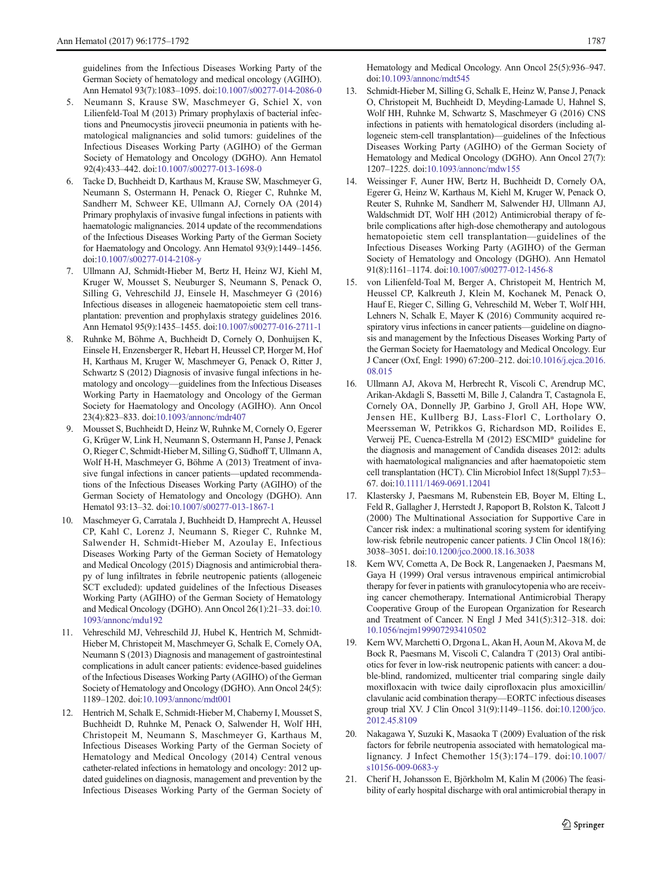guidelines from the Infectious Diseases Working Party of the German Society of hematology and medical oncology (AGIHO). Ann Hematol 93(7):1083–1095. doi:10.1007/s00277-014-2086-0

5. Neumann S, Krause SW, Maschmeyer G, Schiel X, von Lilienfeld-Toal M (2013) Primary prophylaxis of bacterial infections and Pneumocystis jirovecii pneumonia in patients with hematological malignancies and solid tumors: guidelines of the Infectious Diseases Working Party (AGIHO) of the German Society of Hematology and Oncology (DGHO). Ann Hematol 92(4):433–442. doi:10.1007/s00277-013-1698-0
6. Tacke D, Buchheidt D, Karthaus M, Krause SW, Maschmeyer G, Neumann S, Ostermann H, Penack O, Rieger C, Ruhnke M, Sandherr M, Schweer KE, Ullmann AJ, Cornely OA (2014) Primary prophylaxis of invasive fungal infections in patients with haematologic malignancies. 2014 update of the recommendations of the Infectious Diseases Working Party of the German Society for Haematology and Oncology. Ann Hematol 93(9):1449–1456. doi:10.1007/s00277-014-2108-y
7. Ullmann AJ, Schmidt-Hieber M, Bertz H, Heinz WJ, Kiehl M, Kruger W, Mousset S, Neuburger S, Neumann S, Penack O, Silling G, Vehreschild JJ, Einsele H, Maschmeyer G (2016) Infectious diseases in allogeneic haematopoietic stem cell transplantation: prevention and prophylaxis strategy guidelines 2016. Ann Hematol 95(9):1435–1455. doi:10.1007/s00277-016-2711-1
8. Ruhnke M, Böhme A, Buchheidt D, Cornely O, Donhuijsen K, Einsele H, Enzensberger R, Hebart H, Heussel CP, Horger M, Hof H, Karthaus M, Kruger W, Maschmeyer G, Penack O, Ritter J, Schwartz S (2012) Diagnosis of invasive fungal infections in hematology and oncology—guidelines from the Infectious Diseases Working Party in Haematology and Oncology of the German Society for Haematology and Oncology (AGIHO). Ann Oncol 23(4):823–833. doi:10.1093/annonc/mdr407
9. Mousset S, Buchheidt D, Heinz W, Ruhnke M, Cornely O, Egerer G, Krüger W, Link H, Neumann S, Ostermann H, Panse J, Penack O, Rieger C, Schmidt-Hieber M, Silling G, Südhoff T, Ullmann A, Wolf H-H, Maschmeyer G, Böhme A (2013) Treatment of invasive fungal infections in cancer patients—updated recommendations of the Infectious Diseases Working Party (AGIHO) of the German Society of Hematology and Oncology (DGHO). Ann Hematol 93:13–32. doi:10.1007/s00277-013-1867-1
10. Maschmeyer G, Carratala J, Buchheidt D, Hamprecht A, Heussel CP, Kahl C, Lorenz J, Neumann S, Rieger C, Ruhnke M, Salwender H, Schmidt-Hieber M, Azoulay E, Infectious Diseases Working Party of the German Society of Hematology and Medical Oncology (2015) Diagnosis and antimicrobial therapy of lung infiltrates in febrile neutropenic patients (allogeneic SCT excluded): updated guidelines of the Infectious Diseases Working Party (AGIHO) of the German Society of Hematology and Medical Oncology (DGHO). Ann Oncol 26(1):21–33. doi:10.1093/annonc/mdu192
11. Vehreschild MJ, Vehreschild JJ, Hubel K, Hentrich M, Schmidt-Hieber M, Christopeit M, Maschmeyer G, Schalk E, Cornely OA, Neumann S (2013) Diagnosis and management of gastrointestinal complications in adult cancer patients: evidence-based guidelines of the Infectious Diseases Working Party (AGIHO) of the German Society of Hematology and Oncology (DGHO). Ann Oncol 24(5):1189–1202. doi:10.1093/annonc/mdt001
12. Hentrich M, Schalk E, Schmidt-Hieber M, Chaberny I, Mousset S, Buchheidt D, Ruhnke M, Penack O, Salwender H, Wolf HH, Christopeit M, Neumann S, Maschmeyer G, Karthaus M, Infectious Diseases Working Party of the German Society of Hematology and Medical Oncology (2014) Central venous catheter-related infections in hematology and oncology: 2012 updated guidelines on diagnosis, management and prevention by the Infectious Diseases Working Party of the German Society of Hematology and Medical Oncology. Ann Oncol 25(5):936–947. doi:10.1093/annonc/mdt545
13. Schmidt-Hieber M, Silling G, Schalk E, Heinz W, Panse J, Penack O, Christopeit M, Buchheidt D, Meyding-Lamade U, Hahnel S, Wolf HH, Ruhnke M, Schwartz S, Maschmeyer G (2016) CNS infections in patients with hematological disorders (including allogeneic stem-cell transplantation)—guidelines of the Infectious Diseases Working Party (AGIHO) of the German Society of Hematology and Medical Oncology (DGHO). Ann Oncol 27(7): 1207–1225. doi:10.1093/annonc/mdw155
14. Weissinger F, Auner HW, Bertz H, Buchheidt D, Cornely OA, Egerer G, Heinz W, Karthaus M, Kiehl M, Kruger W, Penack O, Reuter S, Ruhnke M, Sandherr M, Salwender HJ, Ullmann AJ, Waldschmidt DT, Wolf HH (2012) Antimicrobial therapy of febrile complications after high-dose chemotherapy and autologous hematopoietic stem cell transplantation—guidelines of the Infectious Diseases Working Party (AGIHO) of the German Society of Hematology and Oncology (DGHO). Ann Hematol 91(8):1161–1174. doi:10.1007/s00277-012-1456-8
15. von Lilienfeld-Toal M, Berger A, Christopeit M, Hentrich M, Heussel CP, Kalkreuth J, Klein M, Kochanek M, Penack O, Hauf E, Rieger C, Silling G, Vehreschild M, Weber T, Wolf HH, Lehners N, Schalk E, Mayer K (2016) Community acquired respiratory virus infections in cancer patients—guideline on diagnosis and management by the Infectious Diseases Working Party of the German Society for Haematology and Medical Oncology. Eur J Cancer (Oxf, Engl: 1990) 67:200–212. doi:10.1016/j.ejca.2016.08.015
16. Ullmann AJ, Akova M, Herbrecht R, Viscoli C, Arendrup MC, Arikan-Akdagli S, Bassetti M, Bille J, Calandra T, Castagnola E, Cornely OA, Donnelly JP, Garbino J, Groll AH, Hope WW, Jensen HE, Kullberg BJ, Lass-Florl C, Lortholary O, Meersseman W, Petrikkos G, Richardson MD, Roilides E, Verweij PE, Cuenca-Estrella M (2012) ESCMID* guideline for the diagnosis and management of Candida diseases 2012: adults with haematological malignancies and after haematopoietic stem cell transplantation (HCT). Clin Microbiol Infect 18(Suppl 7):53–67. doi:10.1111/1469-0691.12041
17. Klastersky J, Paesmans M, Rubenstein EB, Boyer M, Elting L, Feld R, Gallagher J, Herrstedt J, Rapoport B, Rolston K, Talcott J (2000) The Multinational Association for Supportive Care in Cancer risk index: a multinational scoring system for identifying low-risk febrile neutropenic cancer patients. J Clin Oncol 18(16): 3038–3051. doi:10.1200/jco.2000.18.16.3038
18. Kern WV, Cometta A, De Bock R, Langenaeken J, Paesmans M, Gaya H (1999) Oral versus intravenous empirical antimicrobial therapy for fever in patients with granulocytopenia who are receiving cancer chemotherapy. International Antimicrobial Therapy Cooperative Group of the European Organization for Research and Treatment of Cancer. N Engl J Med 341(5):312–318. doi:10.1056/nejm199907293410502
19. Kern WV, Marchetti O, Drgona L, Akan H, Aoun M, Akova M, de Bock R, Paesmans M, Viscoli C, Calandra T (2013) Oral antibiotics for fever in low-risk neutropenic patients with cancer: a double-blind, randomized, multicenter trial comparing single daily moxifloxacin with twice daily ciprofloxacin plus amoxicillin/clavulanic acid combination therapy—EORTC infectious diseases group trial XV. J Clin Oncol 31(9):1149–1156. doi:10.1200/jco.2012.45.8109
20. Nakagawa Y, Suzuki K, Masaoka T (2009) Evaluation of the risk factors for febrile neutropenia associated with hematological malignancy. J Infect Chemother 15(3):174–179. doi:10.1007/s10156-009-0683-y
21. Cherif H, Johansson E, Björkholm M, Kalin M (2006) The feasibility of early hospital discharge with oral antimicrobial therapy in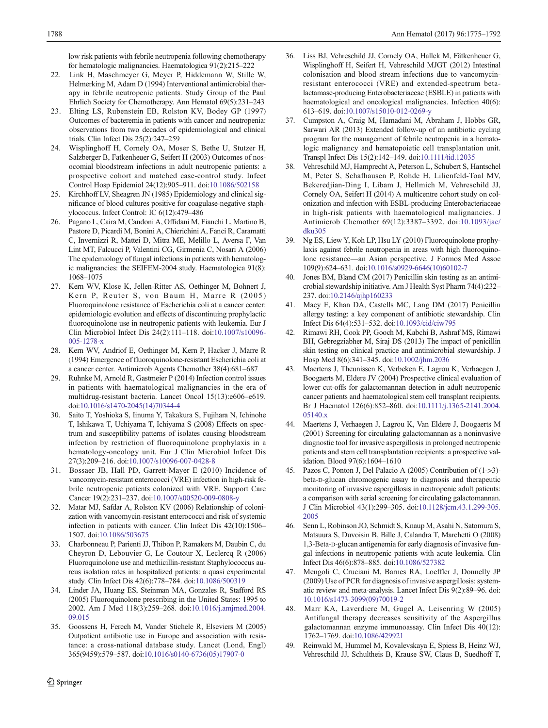low risk patients with febrile neutropenia following chemotherapy for hematologic malignancies. Haematologica 91(2):215–222

22. Link H, Maschmeyer G, Meyer P, Hiddemann W, Stille W, Helmerking M, Adam D (1994) Interventional antimicrobial therapy in febrile neutropenic patients. Study Group of the Paul Ehrlich Society for Chemotherapy. Ann Hematol 69(5):231–243
23. Elting LS, Rubenstein EB, Rolston KV, Bodey GP (1997) Outcomes of bacteremia in patients with cancer and neutropenia: observations from two decades of epidemiological and clinical trials. Clin Infect Dis 25(2):247–259
24. Wisplinghoff H, Cornely OA, Moser S, Bethe U, Stutzer H, Salzberger B, Fatkenheuer G, Seifert H (2003) Outcomes of nosocomial bloodstream infections in adult neutropenic patients: a prospective cohort and matched case-control study. Infect Control Hosp Epidemiol 24(12):905–911. doi:10.1086/502158
25. Kirchhoff LV, Sheagren JN (1985) Epidemiology and clinical significance of blood cultures positive for coagulase-negative staphylococcus. Infect Control: IC 6(12):479–486
26. Pagano L, Caira M, Candoni A, Offidani M, Fianchi L, Martino B, Pastore D, Picardi M, Bonini A, Chierichini A, Fanci R, Caramatti C, Invernizzi R, Mattei D, Mitra ME, Melillo L, Aversa F, Van Lint MT, Falcucci P, Valentini CG, Girmenia C, Nosari A (2006) The epidemiology of fungal infections in patients with hematologic malignancies: the SEIFEM-2004 study. Haematologica 91(8):1068–1075
27. Kern WV, Klose K, Jellen-Ritter AS, Oethinger M, Bohnert J, Kern P, Reuter S, von Baum H, Marre R (2005) Fluoroquinolone resistance of Escherichia coli at a cancer center: epidemiologic evolution and effects of discontinuing prophylactic fluoroquinolone use in neutropenic patients with leukemia. Eur J Clin Microbiol Infect Dis 24(2):111–118. doi:10.1007/s10096-005-1278-x
28. Kern WV, Andriof E, Oethinger M, Kern P, Hacker J, Marre R (1994) Emergence of fluoroquinolone-resistant Escherichia coli at a cancer center. Antimicrob Agents Chemother 38(4):681–687
29. Ruhnke M, Arnold R, Gastmeier P (2014) Infection control issues in patients with haematological malignancies in the era of multidrug-resistant bacteria. Lancet Oncol 15(13):e606–e619. doi:10.1016/s1470-2045(14)70344-4
30. Saito T, Yoshioka S, Iinuma Y, Takakura S, Fujihara N, Ichinohe T, Ishikawa T, Uchiyama T, Ichiyama S (2008) Effects on spectrum and susceptibility patterns of isolates causing bloodstream infection by restriction of fluoroquinolone prophylaxis in a hematology-oncology unit. Eur J Clin Microbiol Infect Dis 27(3):209–216. doi:10.1007/s10096-007-0428-8
31. Bossaer JB, Hall PD, Garrett-Mayer E (2010) Incidence of vancomycin-resistant enterococci (VRE) infection in high-risk febrile neutropenic patients colonized with VRE. Support Care Cancer 19(2):231–237. doi:10.1007/s00520-009-0808-y
32. Matar MJ, Safdar A, Rolston KV (2006) Relationship of colonization with vancomycin-resistant enterococci and risk of systemic infection in patients with cancer. Clin Infect Dis 42(10):1506–1507. doi:10.1086/503675
33. Charbonneau P, Parienti JJ, Thibon P, Ramakers M, Daubin C, du Cheyron D, Lebouvier G, Le Coutour X, Leclercq R (2006) Fluoroquinolone use and methicillin-resistant Staphylococcus aureus isolation rates in hospitalized patients: a quasi experimental study. Clin Infect Dis 42(6):778–784. doi:10.1086/500319
34. Linder JA, Huang ES, Steinman MA, Gonzales R, Stafford RS (2005) Fluoroquinolone prescribing in the United States: 1995 to 2002. Am J Med 118(3):259–268. doi:10.1016/j.amjmed.2004.09.015
35. Goossens H, Ferech M, Vander Stichele R, Elseviers M (2005) Outpatient antibiotic use in Europe and association with resistance: a cross-national database study. Lancet (Lond, Engl) 365(9459):579–587. doi:10.1016/s0140-6736(05)17907-0
36. Liss BJ, Vehreschild JJ, Cornely OA, Hallek M, Fätkenheuer G, Wisplinghoff H, Seifert H, Vehreschild MJGT (2012) Intestinal colonisation and blood stream infections due to vancomycin-resistant enterococci (VRE) and extended-spectrum beta-lactamase-producing Enterobacteriaceae (ESBLE) in patients with haematological and oncological malignancies. Infection 40(6):613–619. doi:10.1007/s15010-012-0269-y
37. Cumpston A, Craig M, Hamadani M, Abraham J, Hobbs GR, Sarwari AR (2013) Extended follow-up of an antibiotic cycling program for the management of febrile neutropenia in a hematologic malignancy and hematopoietic cell transplantation unit. Transpl Infect Dis 15(2):142–149. doi:10.1111/tid.12035
38. Vehreschild MJ, Hamprecht A, Peterson L, Schubert S, Hantschel M, Peter S, Schafhausen P, Rohde H, Lilienfeld-Toal MV, Bekeredjian-Ding I, Libam J, Hellmich M, Vehreschild JJ, Cornely OA, Seifert H (2014) A multicentre cohort study on colonization and infection with ESBL-producing Enterobacteriaceae in high-risk patients with haematological malignancies. J Antimicrob Chemother 69(12):3387–3392. doi:10.1093/jac/dku305
39. Ng ES, Liew Y, Koh LP, Hsu LY (2010) Fluoroquinolone prophylaxis against febrile neutropenia in areas with high fluoroquinolone resistance—an Asian perspective. J Formos Med Assoc 109(9):624–631. doi:10.1016/s0929-6646(10)60102-7
40. Jones BM, Bland CM (2017) Penicillin skin testing as an antimicrobial stewardship initiative. Am J Health Syst Pharm 74(4):232–237. doi:10.2146/ajhp160233
41. Macy E, Khan DA, Castells MC, Lang DM (2017) Penicillin allergy testing: a key component of antibiotic stewardship. Clin Infect Dis 64(4):531–532. doi:10.1093/cid/ciw795
42. Rimawi RH, Cook PP, Gooch M, Kabchi B, Ashraf MS, Rimawi BH, Gebregziabher M, Siraj DS (2013) The impact of penicillin skin testing on clinical practice and antimicrobial stewardship. J Hosp Med 8(6):341–345. doi:10.1002/jhm.2036
43. Maertens J, Theunissen K, Verbeken E, Lagrou K, Verhaegen J, Boogaerts M, Eldere JV (2004) Prospective clinical evaluation of lower cut-offs for galactomannan detection in adult neutropenic cancer patients and haematological stem cell transplant recipients. Br J Haematol 126(6):852–860. doi:10.1111/j.1365-2141.2004.05140.x
44. Maertens J, Verhaegen J, Lagrou K, Van Eldere J, Boogaerts M (2001) Screening for circulating galactomannan as a noninvasive diagnostic tool for invasive aspergillosis in prolonged neutropenic patients and stem cell transplantation recipients: a prospective validation. Blood 97(6):1604–1610
45. Pazos C, Ponton J, Del Palacio A (2005) Contribution of (1->3)-beta-D-glucan chromogenic assay to diagnosis and therapeutic monitoring of invasive aspergillosis in neutropenic adult patients: a comparison with serial screening for circulating galactomannan. J Clin Microbiol 43(1):299–305. doi:10.1128/jcm.43.1.299-305.2005
46. Senn L, Robinson JO, Schmidt S, Knaup M, Asahi N, Satomura S, Matsuura S, Duvoisin B, Bille J, Calandra T, Marchetti O (2008) 1,3-Beta-D-glucan antigenemia for early diagnosis of invasive fungal infections in neutropenic patients with acute leukemia. Clin Infect Dis 46(6):878–885. doi:10.1086/527382
47. Mengoli C, Cruciani M, Barnes RA, Loeffler J, Donnelly JP (2009) Use of PCR for diagnosis of invasive aspergillosis: systematic review and meta-analysis. Lancet Infect Dis 9(2):89–96. doi:10.1016/s1473-3099(09)70019-2
48. Marr KA, Laverdiere M, Gugel A, Leisenring W (2005) Antifungal therapy decreases sensitivity of the Aspergillus galactomannan enzyme immunoassay. Clin Infect Dis 40(12):1762–1769. doi:10.1086/429921
49. Reinwald M, Hummel M, Kovalevskaya E, Spiess B, Heinz WJ, Vehreschild JJ, Schultheis B, Krause SW, Claus B, Suedhoff T,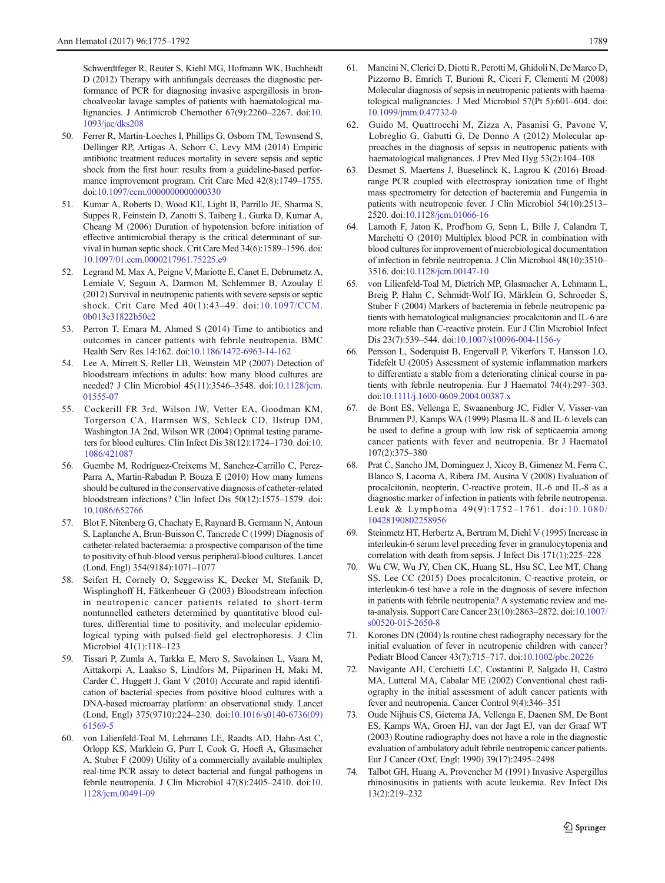Schwerdtfeger R, Reuter S, Kiehl MG, Hofmann WK, Buchheidt D (2012) Therapy with antifungals decreases the diagnostic performance of PCR for diagnosing invasive aspergillosis in bronchoalveolar lavage samples of patients with haematological malignancies. J Antimicrob Chemother 67(9):2260–2267. doi:10.1093/jac/dks208

50. Ferrer R, Martin-Loeches I, Phillips G, Osborn TM, Townsend S, Dellinger RP, Artigas A, Schorr C, Levy MM (2014) Empiric antibiotic treatment reduces mortality in severe sepsis and septic shock from the first hour: results from a guideline-based performance improvement program. Crit Care Med 42(8):1749–1755. doi:10.1097/ccm.0000000000000330
51. Kumar A, Roberts D, Wood KE, Light B, Parrillo JE, Sharma S, Suppes R, Feinstein D, Zanotti S, Taiberg L, Gurka D, Kumar A, Cheang M (2006) Duration of hypotension before initiation of effective antimicrobial therapy is the critical determinant of survival in human septic shock. Crit Care Med 34(6):1589–1596. doi:10.1097/01.ccm.0000217961.75225.e9
52. Legrand M, Max A, Peigne V, Mariotte E, Canet E, Debrumetz A, Lemiale V, Seguin A, Darmon M, Schlemmer B, Azoulay E (2012) Survival in neutropenic patients with severe sepsis or septic shock. Crit Care Med 40(1):43–49. doi:10.1097/CCM.0b013e31822b50c2
53. Perron T, Emara M, Ahmed S (2014) Time to antibiotics and outcomes in cancer patients with febrile neutropenia. BMC Health Serv Res 14:162. doi:10.1186/1472-6963-14-162
54. Lee A, Mirrett S, Reller LB, Weinstein MP (2007) Detection of bloodstream infections in adults: how many blood cultures are needed? J Clin Microbiol 45(11):3546–3548. doi:10.1128/jcm.01555-07
55. Cockerill FR 3rd, Wilson JW, Vetter EA, Goodman KM, Torgerson CA, Harmsen WS, Schleck CD, Ilstrup DM, Washington JA 2nd, Wilson WR (2004) Optimal testing parameters for blood cultures. Clin Infect Dis 38(12):1724–1730. doi:10.1086/421087
56. Guembe M, Rodriguez-Creixems M, Sanchez-Carrillo C, Perez-Parra A, Martin-Rabadan P, Bouza E (2010) How many lumens should be cultured in the conservative diagnosis of catheter-related bloodstream infections? Clin Infect Dis 50(12):1575–1579. doi:10.1086/652766
57. Blot F, Nitenberg G, Chachaty E, Raynard B, Germann N, Antoun S, Laplanche A, Brun-Buisson C, Tancrede C (1999) Diagnosis of catheter-related bacteraemia: a prospective comparison of the time to positivity of hub-blood versus peripheral-blood cultures. Lancet (Lond, Engl) 354(9184):1071–1077
58. Seifert H, Cornely O, Seggewiss K, Decker M, Stefanik D, Wisplinghoff H, Fätkenheuer G (2003) Bloodstream infection in neutropenic cancer patients related to short-term nontunnelled catheters determined by quantitative blood cultures, differential time to positivity, and molecular epidemiological typing with pulsed-field gel electrophoresis. J Clin Microbiol 41(1):118–123
59. Tissari P, Zumla A, Tarkka E, Mero S, Savolainen L, Vaara M, Aittakorpi A, Laakso S, Lindfors M, Piiparinen H, Maki M, Carder C, Huggett J, Gant V (2010) Accurate and rapid identification of bacterial species from positive blood cultures with a DNA-based microarray platform: an observational study. Lancet (Lond, Engl) 375(9710):224–230. doi:10.1016/s0140-6736(09)61569-5
60. von Lilienfeld-Toal M, Lehmann LE, Raadts AD, Hahn-Ast C, Orlopp KS, Marklein G, Purr I, Cook G, Hoeft A, Glasmacher A, Stuber F (2009) Utility of a commercially available multiplex real-time PCR assay to detect bacterial and fungal pathogens in febrile neutropenia. J Clin Microbiol 47(8):2405–2410. doi:10.1128/jcm.00491-09
61. Mancini N, Clerici D, Diotti R, Perotti M, Ghidoli N, De Marco D, Pizzorno B, Emrich T, Burioni R, Ciceri F, Clementi M (2008) Molecular diagnosis of sepsis in neutropenic patients with haematological malignancies. J Med Microbiol 57(Pt 5):601–604. doi:10.1099/jmm.0.47732-0
62. Guido M, Quattrocchi M, Zizza A, Pasanisi G, Pavone V, Lobreglio G, Gabutti G, De Donno A (2012) Molecular approaches in the diagnosis of sepsis in neutropenic patients with haematological malignances. J Prev Med Hyg 53(2):104–108
63. Desmet S, Maertens J, Bueselinck K, Lagrou K (2016) Broad-range PCR coupled with electrospray ionization time of flight mass spectrometry for detection of bacteremia and Fungemia in patients with neutropenic fever. J Clin Microbiol 54(10):2513–2520. doi:10.1128/jcm.01066-16
64. Lamoth F, Jaton K, Prod'hom G, Senn L, Bille J, Calandra T, Marchetti O (2010) Multiplex blood PCR in combination with blood cultures for improvement of microbiological documentation of infection in febrile neutropenia. J Clin Microbiol 48(10):3510–3516. doi:10.1128/jcm.00147-10
65. von Lilienfeld-Toal M, Dietrich MP, Glasmacher A, Lehmann L, Breig P, Hahn C, Schmidt-Wolf IG, Märklein G, Schroeder S, Stuber F (2004) Markers of bacteremia in febrile neutropenic patients with hematological malignancies: procalcitonin and IL-6 are more reliable than C-reactive protein. Eur J Clin Microbiol Infect Dis 23(7):539–544. doi:10.1007/s10096-004-1156-y
66. Persson L, Soderquist B, Engervall P, Vikerfors T, Hansson LO, Tidefelt U (2005) Assessment of systemic inflammation markers to differentiate a stable from a deteriorating clinical course in patients with febrile neutropenia. Eur J Haematol 74(4):297–303. doi:10.1111/j.1600-0609.2004.00387.x
67. de Bont ES, Vellenga E, Swaanenburg JC, Fidler V, Visser-van Brummen PJ, Kamps WA (1999) Plasma IL-8 and IL-6 levels can be used to define a group with low risk of septicaemia among cancer patients with fever and neutropenia. Br J Haematol 107(2):375–380
68. Prat C, Sancho JM, Dominguez J, Xicoy B, Gimenez M, Ferra C, Blanco S, Lacoma A, Ribera JM, Ausina V (2008) Evaluation of procalcitonin, neopterin, C-reactive protein, IL-6 and IL-8 as a diagnostic marker of infection in patients with febrile neutropenia. Leuk & Lymphoma 49(9):1752–1761. doi:10.1080/10428190802258956
69. Steinmetz HT, Herbertz A, Bertram M, Diehl V (1995) Increase in interleukin-6 serum level preceding fever in granulocytopenia and correlation with death from sepsis. J Infect Dis 171(1):225–228
70. Wu CW, Wu JY, Chen CK, Huang SL, Hsu SC, Lee MT, Chang SS, Lee CC (2015) Does procalcitonin, C-reactive protein, or interleukin-6 test have a role in the diagnosis of severe infection in patients with febrile neutropenia? A systematic review and meta-analysis. Support Care Cancer 23(10):2863–2872. doi:10.1007/s00520-015-2650-8
71. Korones DN (2004) Is routine chest radiography necessary for the initial evaluation of fever in neutropenic children with cancer? Pediatr Blood Cancer 43(7):715–717. doi:10.1002/pbc.20226
72. Navigante AH, Cerchietti LC, Costantini P, Salgado H, Castro MA, Lutteral MA, Cabalar ME (2002) Conventional chest radiography in the initial assessment of adult cancer patients with fever and neutropenia. Cancer Control 9(4):346–351
73. Oude Nijhuis CS, Gietema JA, Vellenga E, Daenen SM, De Bont ES, Kamps WA, Groen HJ, van der Jagt EJ, van der Graaf WT (2003) Routine radiography does not have a role in the diagnostic evaluation of ambulatory adult febrile neutropenic cancer patients. Eur J Cancer (Oxf, Engl: 1990) 39(17):2495–2498
74. Talbot GH, Huang A, Provencher M (1991) Invasive Aspergillus rhinosinusitis in patients with acute leukemia. Rev Infect Dis 13(2):219–232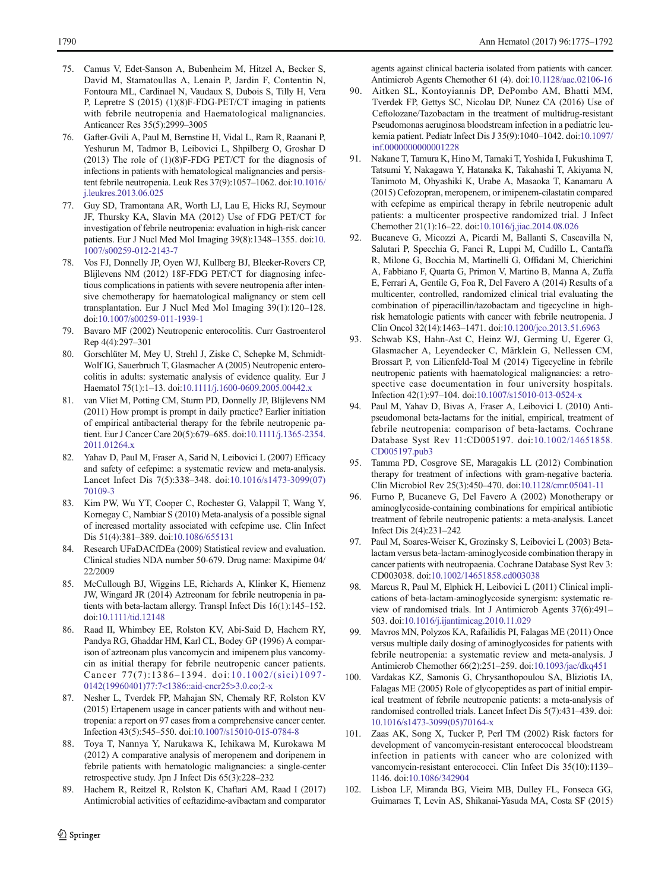75. Camus V, Edet-Sanson A, Bubenheim M, Hitzel A, Becker S, David M, Stamatoullas A, Lenain P, Jardin F, Contentin N, Fontoura ML, Cardinael N, Vaudaux S, Dubois S, Tilly H, Vera P, Lepretre S (2015) (1)(8)F-FDG-PET/CT imaging in patients with febrile neutropenia and Haematological malignancies. Anticancer Res 35(5):2999–3005
76. Gafter-Gvili A, Paul M, Bernstine H, Vidal L, Ram R, Raanani P, Yeshurun M, Tadmor B, Leibovici L, Shpilberg O, Groshar D (2013) The role of (1)(8)F-FDG PET/CT for the diagnosis of infections in patients with hematological malignancies and persistent febrile neutropenia. Leuk Res 37(9):1057–1062. doi:10.1016/j.leukres.2013.06.025
77. Guy SD, Tramontana AR, Worth LJ, Lau E, Hicks RJ, Seymour JF, Thursky KA, Slavin MA (2012) Use of FDG PET/CT for investigation of febrile neutropenia: evaluation in high-risk cancer patients. Eur J Nucl Med Mol Imaging 39(8):1348–1355. doi:10.1007/s00259-012-2143-7
78. Vos FJ, Donnelly JP, Oyen WJ, Kullberg BJ, Bleeker-Rovers CP, Blijlevens NM (2012) 18F-FDG PET/CT for diagnosing infectious complications in patients with severe neutropenia after intensive chemotherapy for haematological malignancy or stem cell transplantation. Eur J Nucl Med Mol Imaging 39(1):120–128. doi:10.1007/s00259-011-1939-1
79. Bavaro MF (2002) Neutropenic enterocolitis. Curr Gastroenterol Rep 4(4):297–301
80. Gorschlüter M, Mey U, Strehl J, Ziske C, Schepke M, Schmidt-Wolf IG, Sauerbruch T, Glasmacher A (2005) Neutropenic enterocolitis in adults: systematic analysis of evidence quality. Eur J Haematol 75(1):1–13. doi:10.1111/j.1600-0609.2005.00442.x
81. van Vliet M, Potting CM, Sturm PD, Donnelly JP, Blijlevens NM (2011) How prompt is prompt in daily practice? Earlier initiation of empirical antibacterial therapy for the febrile neutropenic patient. Eur J Cancer Care 20(5):679–685. doi:10.1111/j.1365-2354.2011.01264.x
82. Yahav D, Paul M, Fraser A, Sarid N, Leibovici L (2007) Efficacy and safety of cefepime: a systematic review and meta-analysis. Lancet Infect Dis 7(5):338–348. doi:10.1016/s1473-3099(07)70109-3
83. Kim PW, Wu YT, Cooper C, Rochester G, Valappil T, Wang Y, Kornegay C, Nambiar S (2010) Meta-analysis of a possible signal of increased mortality associated with cefepime use. Clin Infect Dis 51(4):381–389. doi:10.1086/655131
84. Research UFaDACfDEa (2009) Statistical review and evaluation. Clinical studies NDA number 50-679. Drug name: Maxipime 04/22/2009
85. McCullough BJ, Wiggins LE, Richards A, Klinker K, Hiemenz JW, Wingard JR (2014) Aztreonam for febrile neutropenia in patients with beta-lactam allergy. Transpl Infect Dis 16(1):145–152. doi:10.1111/tid.12148
86. Raad II, Whimbey EE, Rolston KV, Abi-Said D, Hachem RY, Pandya RG, Ghaddar HM, Karl CL, Bodey GP (1996) A comparison of aztreonam plus vancomycin and imipenem plus vancomycin as initial therapy for febrile neutropenic cancer patients. Cancer 77(7):1386–1394. doi:10.1002/(sici)1097-0142(19960401)77:7<1386::aid-cncr25>3.0.co;2-x
87. Nesher L, Tverdek FP, Mahajan SN, Chemaly RF, Rolston KV (2015) Ertapenem usage in cancer patients with and without neutropenia: a report on 97 cases from a comprehensive cancer center. Infection 43(5):545–550. doi:10.1007/s15010-015-0784-8
88. Toya T, Nannya Y, Narukawa K, Ichikawa M, Kurokawa M (2012) A comparative analysis of meropenem and doripenem in febrile patients with hematologic malignancies: a single-center retrospective study. Jpn J Infect Dis 65(3):228–232
89. Hachem R, Reitzel R, Rolston K, Chaftari AM, Raad I (2017) Antimicrobial activities of ceftazidime-avibactam and comparator agents against clinical bacteria isolated from patients with cancer. Antimicrob Agents Chemother 61 (4). doi:10.1128/aac.02106-16
90. Aitken SL, Kontoyiannis DP, DePombo AM, Bhatti MM, Tverdek FP, Gettys SC, Nicolau DP, Nunez CA (2016) Use of Ceftolozane/Tazobactam in the treatment of multidrug-resistant Pseudomonas aeruginosa bloodstream infection in a pediatric leukemia patient. Pediatr Infect Dis J 35(9):1040–1042. doi:10.1097/inf.0000000000001228
91. Nakane T, Tamura K, Hino M, Tamaki T, Yoshida I, Fukushima T, Tatsumi Y, Nakagawa Y, Hatanaka K, Takahashi T, Akiyama N, Tanimoto M, Ohyashiki K, Urabe A, Masaoka T, Kanamaru A (2015) Cefozopran, meropenem, or imipenem-cilastatin compared with cefepime as empirical therapy in febrile neutropenic adult patients: a multicenter prospective randomized trial. J Infect Chemother 21(1):16–22. doi:10.1016/j.jiac.2014.08.026
92. Bucaneve G, Micozzi A, Picardi M, Ballanti S, Cascavilla N, Salutari P, Specchia G, Fanci R, Luppi M, Cudillo L, Cantaffa R, Milone G, Bocchia M, Martinelli G, Offidani M, Chierichini A, Fabbiano F, Quarta G, Primon V, Martino B, Manna A, Zuffa E, Ferrari A, Gentile G, Foa R, Del Favero A (2014) Results of a multicenter, controlled, randomized clinical trial evaluating the combination of piperacillin/tazobactam and tigecycline in high-risk hematologic patients with cancer with febrile neutropenia. J Clin Oncol 32(14):1463–1471. doi:10.1200/jco.2013.51.6963
93. Schwab KS, Hahn-Ast C, Heinz WJ, Germing U, Egerer G, Glasmacher A, Leyendecker C, Märklein G, Nellessen CM, Brossart P, von Lilienfeld-Toal M (2014) Tigecycline in febrile neutropenic patients with haematological malignancies: a retrospective case documentation in four university hospitals. Infection 42(1):97–104. doi:10.1007/s15010-013-0524-x
94. Paul M, Yahav D, Bivas A, Fraser A, Leibovici L (2010) Anti-pseudomonal beta-lactams for the initial, empirical, treatment of febrile neutropenia: comparison of beta-lactams. Cochrane Database Syst Rev 11:CD005197. doi:10.1002/14651858.CD005197.pub3
95. Tamma PD, Cosgrove SE, Maragakis LL (2012) Combination therapy for treatment of infections with gram-negative bacteria. Clin Microbiol Rev 25(3):450–470. doi:10.1128/cmr.05041-11
96. Furno P, Bucaneve G, Del Favero A (2002) Monotherapy or aminoglycoside-containing combinations for empirical antibiotic treatment of febrile neutropenic patients: a meta-analysis. Lancet Infect Dis 2(4):231–242
97. Paul M, Soares-Weiser K, Grozinsky S, Leibovici L (2003) Beta-lactam versus beta-lactam-aminoglycoside combination therapy in cancer patients with neutropaenia. Cochrane Database Syst Rev 3:CD003038. doi:10.1002/14651858.cd003038
98. Marcus R, Paul M, Elphick H, Leibovici L (2011) Clinical implications of beta-lactam-aminoglycoside synergism: systematic review of randomised trials. Int J Antimicrob Agents 37(6):491–503. doi:10.1016/j.ijantimicag.2010.11.029
99. Mavros MN, Polyzos KA, Rafailidis PI, Falagas ME (2011) Once versus multiple daily dosing of aminoglycosides for patients with febrile neutropenia: a systematic review and meta-analysis. J Antimicrob Chemother 66(2):251–259. doi:10.1093/jac/dkq451
100. Vardakas KZ, Samonis G, Chrysanthopoulou SA, Bliziotis IA, Falagas ME (2005) Role of glycopeptides as part of initial empirical treatment of febrile neutropenic patients: a meta-analysis of randomised controlled trials. Lancet Infect Dis 5(7):431–439. doi:10.1016/s1473-3099(05)70164-x
101. Zaas AK, Song X, Tucker P, Perl TM (2002) Risk factors for development of vancomycin-resistant enterococcal bloodstream infection in patients with cancer who are colonized with vancomycin-resistant enterococci. Clin Infect Dis 35(10):1139–1146. doi:10.1086/342904
102. Lisboa LF, Miranda BG, Vieira MB, Dulley FL, Fonseca GG, Guimaraes T, Levin AS, Shikanai-Yasuda MA, Costa SF (2015)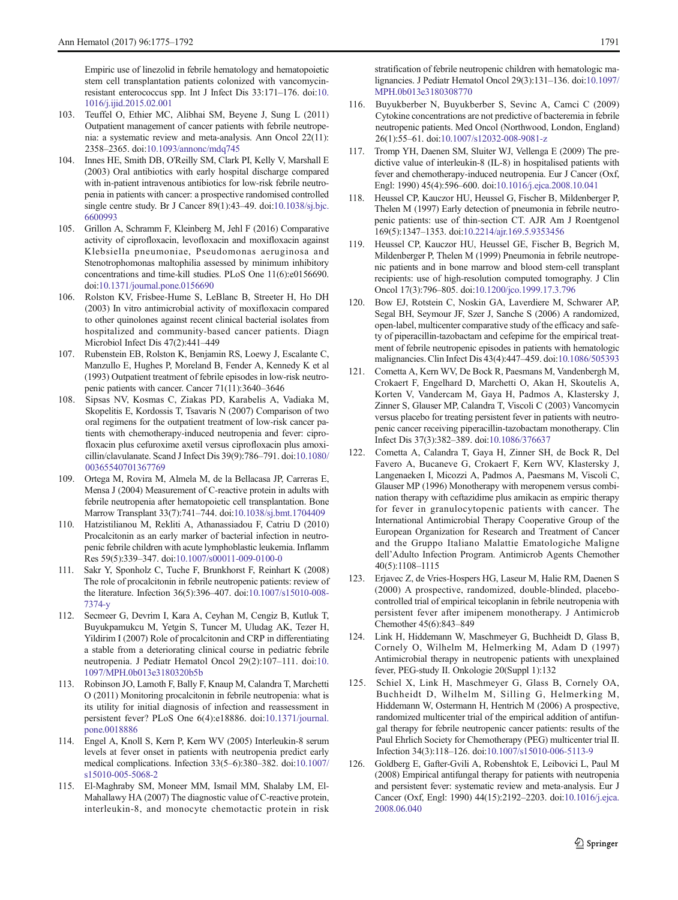Empiric use of linezolid in febrile hematology and hematopoietic stem cell transplantation patients colonized with vancomycin-resistant enterococcus spp. Int J Infect Dis 33:171–176. doi:10.1016/j.ijid.2015.02.001

103. Teuffel O, Ethier MC, Alibhai SM, Beyene J, Sung L (2011) Outpatient management of cancer patients with febrile neutropenia: a systematic review and meta-analysis. Ann Oncol 22(11): 2358–2365. doi:10.1093/annonc/mdq745
104. Innes HE, Smith DB, O'Reilly SM, Clark PI, Kelly V, Marshall E (2003) Oral antibiotics with early hospital discharge compared with in-patient intravenous antibiotics for low-risk febrile neutropenia in patients with cancer: a prospective randomised controlled single centre study. Br J Cancer 89(1):43–49. doi:10.1038/sj.bjc.6600993
105. Grillon A, Schramm F, Kleinberg M, Jehl F (2016) Comparative activity of ciprofloxacin, levofloxacin and moxifloxacin against Klebsiella pneumoniae, Pseudomonas aeruginosa and Stenotrophomonas maltophilia assessed by minimum inhibitory concentrations and time-kill studies. PLoS One 11(6):e0156690. doi:10.1371/journal.pone.0156690
106. Rolston KV, Frisbee-Hume S, LeBlanc B, Streeter H, Ho DH (2003) In vitro antimicrobial activity of moxifloxacin compared to other quinolones against recent clinical bacterial isolates from hospitalized and community-based cancer patients. Diagn Microbiol Infect Dis 47(2):441–449
107. Rubenstein EB, Rolston K, Benjamin RS, Loewy J, Escalante C, Manzullo E, Hughes P, Moreland B, Fender A, Kennedy K et al (1993) Outpatient treatment of febrile episodes in low-risk neutropenic patients with cancer. Cancer 71(11):3640–3646
108. Sipsas NV, Kosmas C, Ziakas PD, Karabelis A, Vadiaka M, Skopelitis E, Kordossis T, Tsavaris N (2007) Comparison of two oral regimens for the outpatient treatment of low-risk cancer patients with chemotherapy-induced neutropenia and fever: ciprofloxacin plus cefuroxime axetil versus ciprofloxacin plus amoxicillin/clavulanate. Scand J Infect Dis 39(9):786–791. doi:10.1080/00365540701367769
109. Ortega M, Rovira M, Almela M, de la Bellacasa JP, Carreras E, Mensa J (2004) Measurement of C-reactive protein in adults with febrile neutropenia after hematopoietic cell transplantation. Bone Marrow Transplant 33(7):741–744. doi:10.1038/sj.bmt.1704409
110. Hatzistilianou M, Rekliti A, Athanassiadou F, Catriu D (2010) Procalcitonin as an early marker of bacterial infection in neutropenic febrile children with acute lymphoblastic leukemia. Inflamm Res 59(5):339–347. doi:10.1007/s00011-009-0100-0
111. Sakr Y, Sponholz C, Tuche F, Brunkhorst F, Reinhart K (2008) The role of procalcitonin in febrile neutropenic patients: review of the literature. Infection 36(5):396–407. doi:10.1007/s15010-008-7374-y
112. Secmeer G, Devrim I, Kara A, Ceyhan M, Cengiz B, Kutluk T, Buyukpamukcu M, Yetgin S, Tuncer M, Uludag AK, Tezer H, Yildirim I (2007) Role of procalcitonin and CRP in differentiating a stable from a deteriorating clinical course in pediatric febrile neutropenia. J Pediatr Hematol Oncol 29(2):107–111. doi:10.1097/MPH.0b013e3180320b5b
113. Robinson JO, Lamoth F, Bally F, Knaup M, Calandra T, Marchetti O (2011) Monitoring procalcitonin in febrile neutropenia: what is its utility for initial diagnosis of infection and reassessment in persistent fever? PLoS One 6(4):e18886. doi:10.1371/journal.pone.0018886
114. Engel A, Knoll S, Kern P, Kern WV (2005) Interleukin-8 serum levels at fever onset in patients with neutropenia predict early medical complications. Infection 33(5–6):380–382. doi:10.1007/s15010-005-5068-2
115. El-Maghraby SM, Moneer MM, Ismail MM, Shalaby LM, El-Mahallawy HA (2007) The diagnostic value of C-reactive protein, interleukin-8, and monocyte chemotactic protein in risk stratification of febrile neutropenic children with hematologic malignancies. J Pediatr Hematol Oncol 29(3):131–136. doi:10.1097/MPH.0b013e3180308770
116. Buyukberber N, Buyukberber S, Sevinc A, Camci C (2009) Cytokine concentrations are not predictive of bacteremia in febrile neutropenic patients. Med Oncol (Northwood, London, England) 26(1):55–61. doi:10.1007/s12032-008-9081-z
117. Tromp YH, Daenen SM, Sluiter WJ, Vellenga E (2009) The predictive value of interleukin-8 (IL-8) in hospitalised patients with fever and chemotherapy-induced neutropenia. Eur J Cancer (Oxf, Engl: 1990) 45(4):596–600. doi:10.1016/j.ejca.2008.10.041
118. Heussel CP, Kauczor HU, Heussel G, Fischer B, Mildenberger P, Thelen M (1997) Early detection of pneumonia in febrile neutropenic patients: use of thin-section CT. AJR Am J Roentgenol 169(5):1347–1353. doi:10.2214/ajr.169.5.9353456
119. Heussel CP, Kauczor HU, Heussel GE, Fischer B, Begrich M, Mildenberger P, Thelen M (1999) Pneumonia in febrile neutropenic patients and in bone marrow and blood stem-cell transplant recipients: use of high-resolution computed tomography. J Clin Oncol 17(3):796–805. doi:10.1200/jco.1999.17.3.796
120. Bow EJ, Rotstein C, Noskin GA, Laverdiere M, Schwarer AP, Segal BH, Seymour JF, Szer J, Sanche S (2006) A randomized, open-label, multicenter comparative study of the efficacy and safety of piperacillin-tazobactam and cefepime for the empirical treatment of febrile neutropenic episodes in patients with hematologic malignancies. Clin Infect Dis 43(4):447–459. doi:10.1086/505393
121. Cometta A, Kern WV, De Bock R, Paesmans M, Vandenbergh M, Crokaert F, Engelhard D, Marchetti O, Akan H, Skoutelis A, Korten V, Vandercam M, Gaya H, Padmos A, Klastersky J, Zinner S, Glauser MP, Calandra T, Viscoli C (2003) Vancomycin versus placebo for treating persistent fever in patients with neutropenic cancer receiving piperacillin-tazobactam monotherapy. Clin Infect Dis 37(3):382–389. doi:10.1086/376637
122. Cometta A, Calandra T, Gaya H, Zinner SH, de Bock R, Del Favero A, Bucaneve G, Crokaert F, Kern WV, Klastersky J, Langenaeken I, Micozzi A, Padmos A, Paesmans M, Viscoli C, Glauser MP (1996) Monotherapy with meropenem versus combination therapy with ceftazidime plus amikacin as empiric therapy for fever in granulocytopenic patients with cancer. The International Antimicrobial Therapy Cooperative Group of the European Organization for Research and Treatment of Cancer and the Gruppo Italiano Malattie Ematologiche Maligne dell'Adulto Infection Program. Antimicrob Agents Chemother 40(5):1108–1115
123. Erjavec Z, de Vries-Hospers HG, Laseur M, Halie RM, Daenen S (2000) A prospective, randomized, double-blinded, placebo-controlled trial of empirical teicoplanin in febrile neutropenia with persistent fever after imipenem monotherapy. J Antimicrob Chemother 45(6):843–849
124. Link H, Hiddemann W, Maschmeyer G, Buchheidt D, Glass B, Cornely O, Wilhelm M, Helmerking M, Adam D (1997) Antimicrobial therapy in neutropenic patients with unexplained fever, PEG-study II. Onkologie 20(Suppl 1):132
125. Schiel X, Link H, Maschmeyer G, Glass B, Cornely OA, Buchheidt D, Wilhelm M, Silling G, Helmerking M, Hiddemann W, Ostermann H, Hentrich M (2006) A prospective, randomized multicenter trial of the empirical addition of antifungal therapy for febrile neutropenic cancer patients: results of the Paul Ehrlich Society for Chemotherapy (PEG) multicenter trial II. Infection 34(3):118–126. doi:10.1007/s15010-006-5113-9
126. Goldberg E, Gafter-Gvili A, Robenshtok E, Leibovici L, Paul M (2008) Empirical antifungal therapy for patients with neutropenia and persistent fever: systematic review and meta-analysis. Eur J Cancer (Oxf, Engl: 1990) 44(15):2192–2203. doi:10.1016/j.ejca.2008.06.040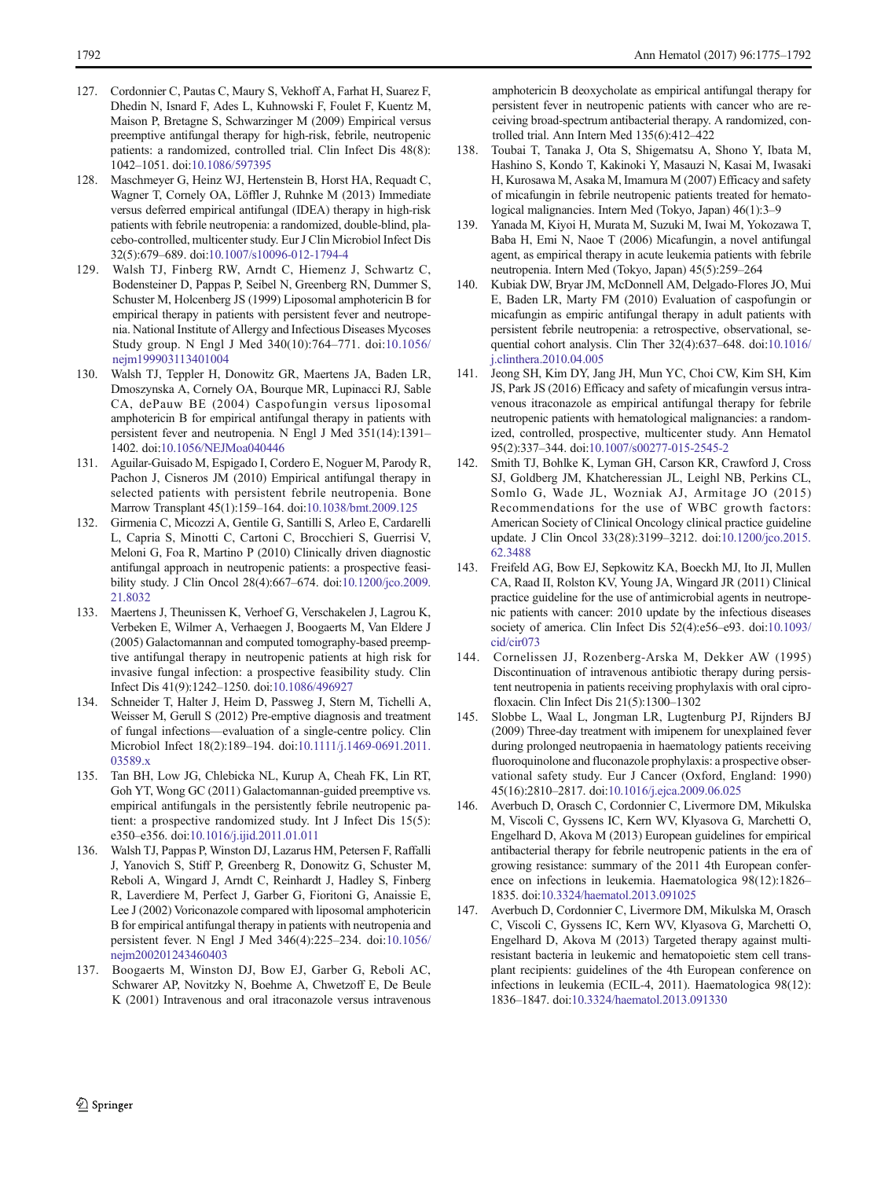127. Cordonnier C, Pautas C, Maury S, Vekhoff A, Farhat H, Suarez F, Dhedin N, Isnard F, Ades L, Kuhnowski F, Foulet F, Kuentz M, Maison P, Bretagne S, Schwarzinger M (2009) Empirical versus preemptive antifungal therapy for high-risk, febrile, neutropenic patients: a randomized, controlled trial. Clin Infect Dis 48(8): 1042–1051. doi:10.1086/597395
128. Maschmeyer G, Heinz WJ, Hertenstein B, Horst HA, Requadt C, Wagner T, Cornely OA, Löffler J, Ruhnke M (2013) Immediate versus deferred empirical antifungal (IDEA) therapy in high-risk patients with febrile neutropenia: a randomized, double-blind, placebo-controlled, multicenter study. Eur J Clin Microbiol Infect Dis 32(5):679–689. doi:10.1007/s10096-012-1794-4
129. Walsh TJ, Finberg RW, Arndt C, Hiemenz J, Schwartz C, Bodensteiner D, Pappas P, Seibel N, Greenberg RN, Dummer S, Schuster M, Holcenberg JS (1999) Liposomal amphotericin B for empirical therapy in patients with persistent fever and neutropenia. National Institute of Allergy and Infectious Diseases Mycoses Study group. N Engl J Med 340(10):764–771. doi:10.1056/nejm199903113401004
130. Walsh TJ, Teppler H, Donowitz GR, Maertens JA, Baden LR, Dmoszynska A, Cornely OA, Bourque MR, Lupinacci RJ, Sable CA, dePauw BE (2004) Caspofungin versus liposomal amphotericin B for empirical antifungal therapy in patients with persistent fever and neutropenia. N Engl J Med 351(14):1391–1402. doi:10.1056/NEJMoa040446
131. Aguilar-Guisado M, Espigado I, Cordero E, Noguer M, Parody R, Pachon J, Cisneros JM (2010) Empirical antifungal therapy in selected patients with persistent febrile neutropenia. Bone Marrow Transplant 45(1):159–164. doi:10.1038/bmt.2009.125
132. Girmenia C, Micozzi A, Gentile G, Santilli S, Arleo E, Cardarelli L, Capria S, Minotti C, Cartoni C, Brocchieri S, Guerrisi V, Meloni G, Foa R, Martino P (2010) Clinically driven diagnostic antifungal approach in neutropenic patients: a prospective feasibility study. J Clin Oncol 28(4):667–674. doi:10.1200/jco.2009.21.8032
133. Maertens J, Theunissen K, Verhoef G, Verschakelen J, Lagrou K, Verbeken E, Wilmer A, Verhaegen J, Boogaerts M, Van Eldere J (2005) Galactomannan and computed tomography-based preemptive antifungal therapy in neutropenic patients at high risk for invasive fungal infection: a prospective feasibility study. Clin Infect Dis 41(9):1242–1250. doi:10.1086/496927
134. Schneider T, Halter J, Heim D, Passweg J, Stern M, Tichelli A, Weisser M, Gerull S (2012) Pre-emptive diagnosis and treatment of fungal infections—evaluation of a single-centre policy. Clin Microbiol Infect 18(2):189–194. doi:10.1111/j.1469-0691.2011.03589.x
135. Tan BH, Low JG, Chlebicka NL, Kurup A, Cheah FK, Lin RT, Goh YT, Wong GC (2011) Galactomannan-guided preemptive vs. empirical antifungals in the persistently febrile neutropenic patient: a prospective randomized study. Int J Infect Dis 15(5): e350–e356. doi:10.1016/j.ijid.2011.01.011
136. Walsh TJ, Pappas P, Winston DJ, Lazarus HM, Petersen F, Raffalli J, Yanovich S, Stiff P, Greenberg R, Donowitz G, Schuster M, Reboli A, Wingard J, Arndt C, Reinhardt J, Hadley S, Finberg R, Laverdiere M, Perfect J, Garber G, Fioritoni G, Anaissie E, Lee J (2002) Voriconazole compared with liposomal amphotericin B for empirical antifungal therapy in patients with neutropenia and persistent fever. N Engl J Med 346(4):225–234. doi:10.1056/nejm200201243460403
137. Boogaerts M, Winston DJ, Bow EJ, Garber G, Reboli AC, Schwarer AP, Novitzky N, Boehme A, Chwetzoff E, De Beule K (2001) Intravenous and oral itraconazole versus intravenous amphotericin B deoxycholate as empirical antifungal therapy for persistent fever in neutropenic patients with cancer who are receiving broad-spectrum antibacterial therapy. A randomized, controlled trial. Ann Intern Med 135(6):412–422
138. Toubai T, Tanaka J, Ota S, Shigematsu A, Shono Y, Ibata M, Hashino S, Kondo T, Kakinoki Y, Masauzi N, Kasai M, Iwasaki H, Kurosawa M, Asaka M, Imamura M (2007) Efficacy and safety of micafungin in febrile neutropenic patients treated for hematological malignancies. Intern Med (Tokyo, Japan) 46(1):3–9
139. Yanada M, Kiyoi H, Murata M, Suzuki M, Iwai M, Yokozawa T, Baba H, Emi N, Naoe T (2006) Micafungin, a novel antifungal agent, as empirical therapy in acute leukemia patients with febrile neutropenia. Intern Med (Tokyo, Japan) 45(5):259–264
140. Kubiak DW, Bryar JM, McDonnell AM, Delgado-Flores JO, Mui E, Baden LR, Marty FM (2010) Evaluation of caspofungin or micafungin as empiric antifungal therapy in adult patients with persistent febrile neutropenia: a retrospective, observational, sequential cohort analysis. Clin Ther 32(4):637–648. doi:10.1016/j.clinthera.2010.04.005
141. Jeong SH, Kim DY, Jang JH, Mun YC, Choi CW, Kim SH, Kim JS, Park JS (2016) Efficacy and safety of micafungin versus intravenous itraconazole as empirical antifungal therapy for febrile neutropenic patients with hematological malignancies: a randomized, controlled, prospective, multicenter study. Ann Hematol 95(2):337–344. doi:10.1007/s00277-015-2545-2
142. Smith TJ, Bohlke K, Lyman GH, Carson KR, Crawford J, Cross SJ, Goldberg JM, Khatcheressian JL, Leighl NB, Perkins CL, Somlo G, Wade JL, Wozniak AJ, Armitage JO (2015) Recommendations for the use of WBC growth factors: American Society of Clinical Oncology clinical practice guideline update. J Clin Oncol 33(28):3199–3212. doi:10.1200/jco.2015.62.3488
143. Freifeld AG, Bow EJ, Sepkowitz KA, Boeckh MJ, Ito JI, Mullen CA, Raad II, Rolston KV, Young JA, Wingard JR (2011) Clinical practice guideline for the use of antimicrobial agents in neutropenic patients with cancer: 2010 update by the infectious diseases society of america. Clin Infect Dis 52(4):e56–e93. doi:10.1093/cid/cir073
144. Cornelissen JJ, Rozenberg-Arska M, Dekker AW (1995) Discontinuation of intravenous antibiotic therapy during persistent neutropenia in patients receiving prophylaxis with oral ciprofloxacin. Clin Infect Dis 21(5):1300–1302
145. Slobbe L, Waal L, Jongman LR, Lugtenburg PJ, Rijnders BJ (2009) Three-day treatment with imipenem for unexplained fever during prolonged neutropaenia in haematology patients receiving fluoroquinolone and fluconazole prophylaxis: a prospective observational safety study. Eur J Cancer (Oxford, England: 1990) 45(16):2810–2817. doi:10.1016/j.ejca.2009.06.025
146. Averbuch D, Orasch C, Cordonnier C, Livermore DM, Mikulska M, Viscoli C, Gyssens IC, Kern WV, Klyasova G, Marchetti O, Engelhard D, Akova M (2013) European guidelines for empirical antibacterial therapy for febrile neutropenic patients in the era of growing resistance: summary of the 2011 4th European conference on infections in leukemia. Haematologica 98(12):1826–1835. doi:10.3324/haematol.2013.091025
147. Averbuch D, Cordonnier C, Livermore DM, Mikulska M, Orasch C, Viscoli C, Gyssens IC, Kern WV, Klyasova G, Marchetti O, Engelhard D, Akova M (2013) Targeted therapy against multi-resistant bacteria in leukemic and hematopoietic stem cell transplant recipients: guidelines of the 4th European conference on infections in leukemia (ECIL-4, 2011). Haematologica 98(12): 1836–1847. doi:10.3324/haematol.2013.091330